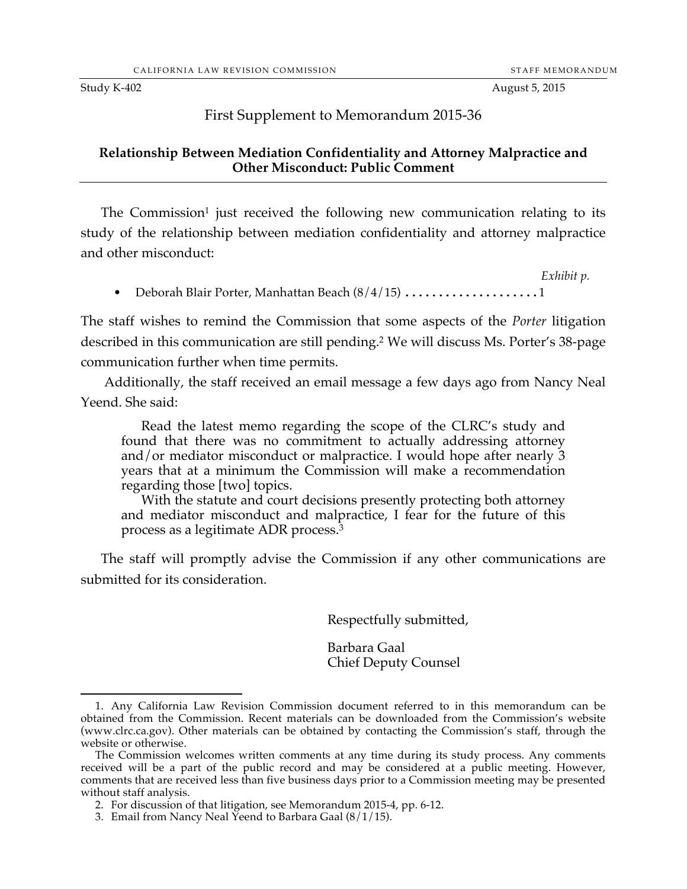Study K-402 August 5, 2015

# First Supplement to Memorandum 2015-36

## Relationship Between Mediation Confidentiality and Attorney Malpractice and Other Misconduct: Public Comment

The Commission[1] just received the following new communication relating to its study of the relationship between mediation confidentiality and attorney malpractice and other misconduct:

*Exhibit p.*

- Deborah Blair Porter, Manhattan Beach (8/4/15) .................... 1

The staff wishes to remind the Commission that some aspects of the *Porter* litigation described in this communication are still pending.[2] We will discuss Ms. Porter's 38-page communication further when time permits.

Additionally, the staff received an email message a few days ago from Nancy Neal Yeend. She said:

> Read the latest memo regarding the scope of the CLRC's study and found that there was no commitment to actually addressing attorney and/or mediator misconduct or malpractice. I would hope after nearly 3 years that at a minimum the Commission will make a recommendation regarding those [two] topics.
>
> With the statute and court decisions presently protecting both attorney and mediator misconduct and malpractice, I fear for the future of this process as a legitimate ADR process.[3]

The staff will promptly advise the Commission if any other communications are submitted for its consideration.

Respectfully submitted,

Barbara Gaal
Chief Deputy Counsel

---

1. Any California Law Revision Commission document referred to in this memorandum can be obtained from the Commission. Recent materials can be downloaded from the Commission's website (www.clrc.ca.gov). Other materials can be obtained by contacting the Commission's staff, through the website or otherwise.

The Commission welcomes written comments at any time during its study process. Any comments received will be a part of the public record and may be considered at a public meeting. However, comments that are received less than five business days prior to a Commission meeting may be presented without staff analysis.

2. For discussion of that litigation, see Memorandum 2015-4, pp. 6-12.

3. Email from Nancy Neal Yeend to Barbara Gaal (8/1/15).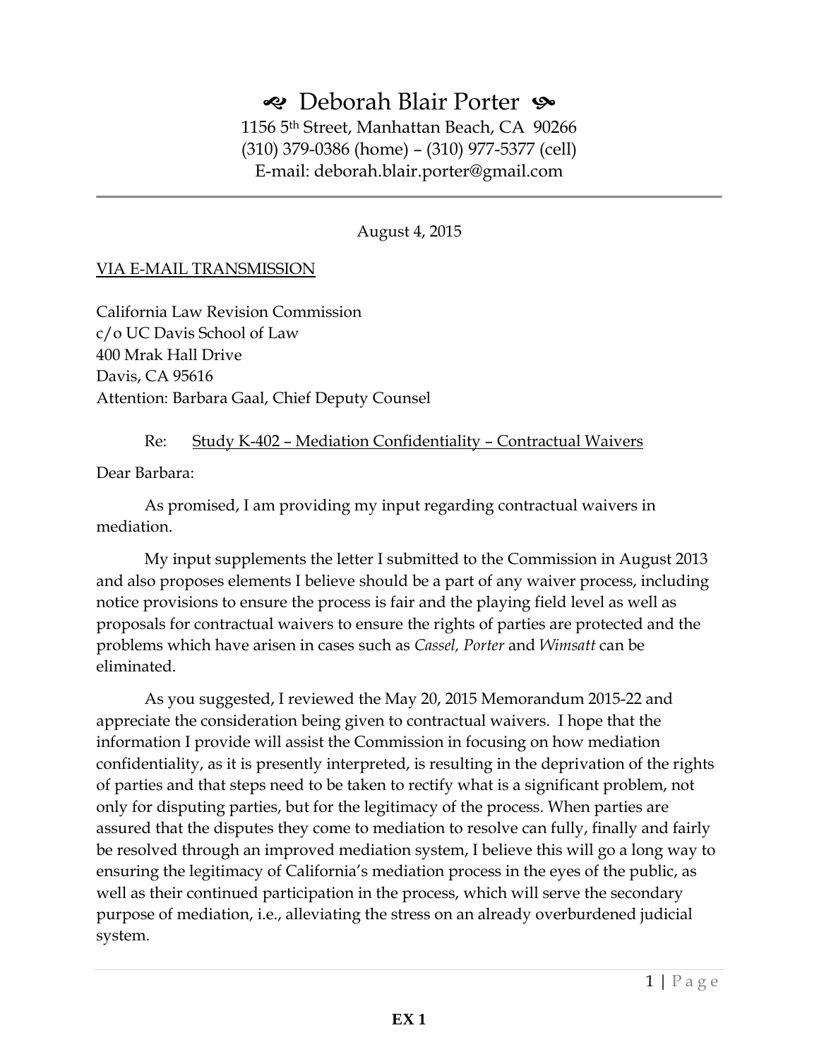# ☙ Deborah Blair Porter ❧

1156 5th Street, Manhattan Beach, CA 90266
(310) 379-0386 (home) – (310) 977-5377 (cell)
E-mail: deborah.blair.porter@gmail.com

---

August 4, 2015

VIA E-MAIL TRANSMISSION

California Law Revision Commission
c/o UC Davis School of Law
400 Mrak Hall Drive
Davis, CA 95616
Attention: Barbara Gaal, Chief Deputy Counsel

Re: Study K-402 – Mediation Confidentiality – Contractual Waivers

Dear Barbara:

As promised, I am providing my input regarding contractual waivers in mediation.

My input supplements the letter I submitted to the Commission in August 2013 and also proposes elements I believe should be a part of any waiver process, including notice provisions to ensure the process is fair and the playing field level as well as proposals for contractual waivers to ensure the rights of parties are protected and the problems which have arisen in cases such as *Cassel, Porter* and *Wimsatt* can be eliminated.

As you suggested, I reviewed the May 20, 2015 Memorandum 2015-22 and appreciate the consideration being given to contractual waivers. I hope that the information I provide will assist the Commission in focusing on how mediation confidentiality, as it is presently interpreted, is resulting in the deprivation of the rights of parties and that steps need to be taken to rectify what is a significant problem, not only for disputing parties, but for the legitimacy of the process. When parties are assured that the disputes they come to mediation to resolve can fully, finally and fairly be resolved through an improved mediation system, I believe this will go a long way to ensuring the legitimacy of California's mediation process in the eyes of the public, as well as their continued participation in the process, which will serve the secondary purpose of mediation, i.e., alleviating the stress on an already overburdened judicial system.

**EX 1**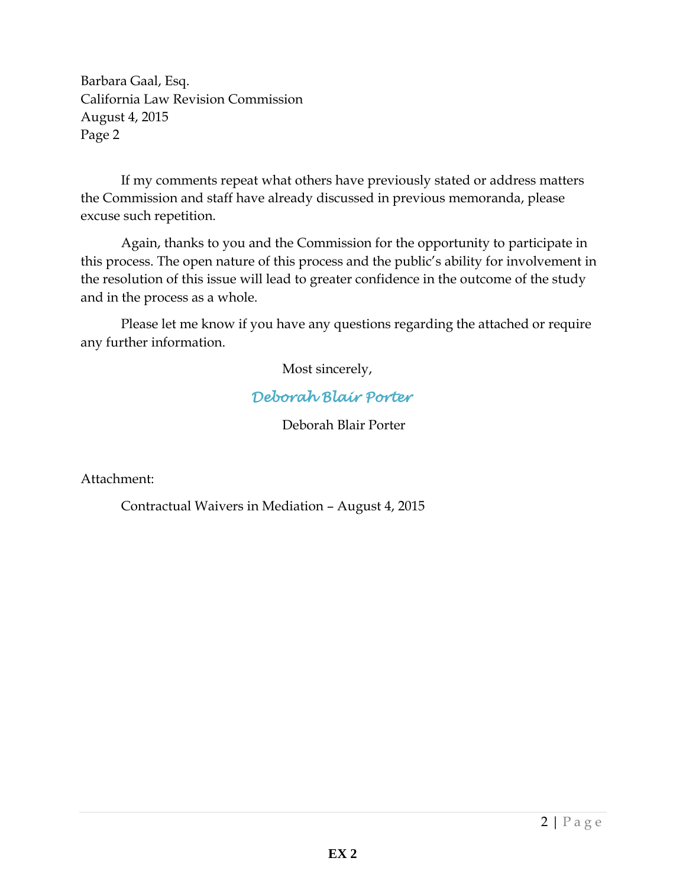Barbara Gaal, Esq.
California Law Revision Commission
August 4, 2015
Page 2

If my comments repeat what others have previously stated or address matters the Commission and staff have already discussed in previous memoranda, please excuse such repetition.

Again, thanks to you and the Commission for the opportunity to participate in this process. The open nature of this process and the public's ability for involvement in the resolution of this issue will lead to greater confidence in the outcome of the study and in the process as a whole.

Please let me know if you have any questions regarding the attached or require any further information.

Most sincerely,

*Deborah Blair Porter*

Deborah Blair Porter

Attachment:

Contractual Waivers in Mediation – August 4, 2015

**EX 2**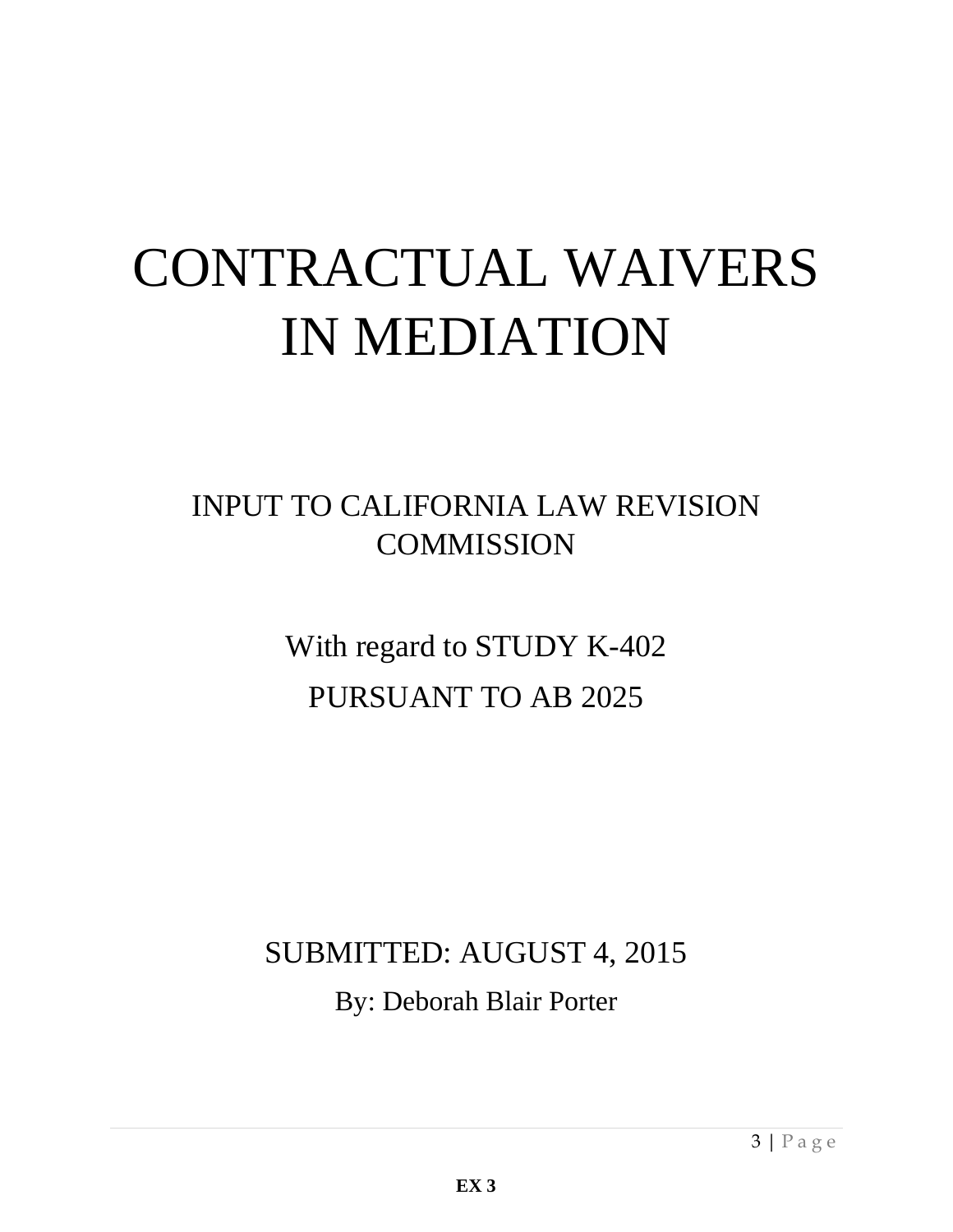# CONTRACTUAL WAIVERS IN MEDIATION

INPUT TO CALIFORNIA LAW REVISION COMMISSION

With regard to STUDY K-402

PURSUANT TO AB 2025

SUBMITTED: AUGUST 4, 2015

By: Deborah Blair Porter

**EX 3**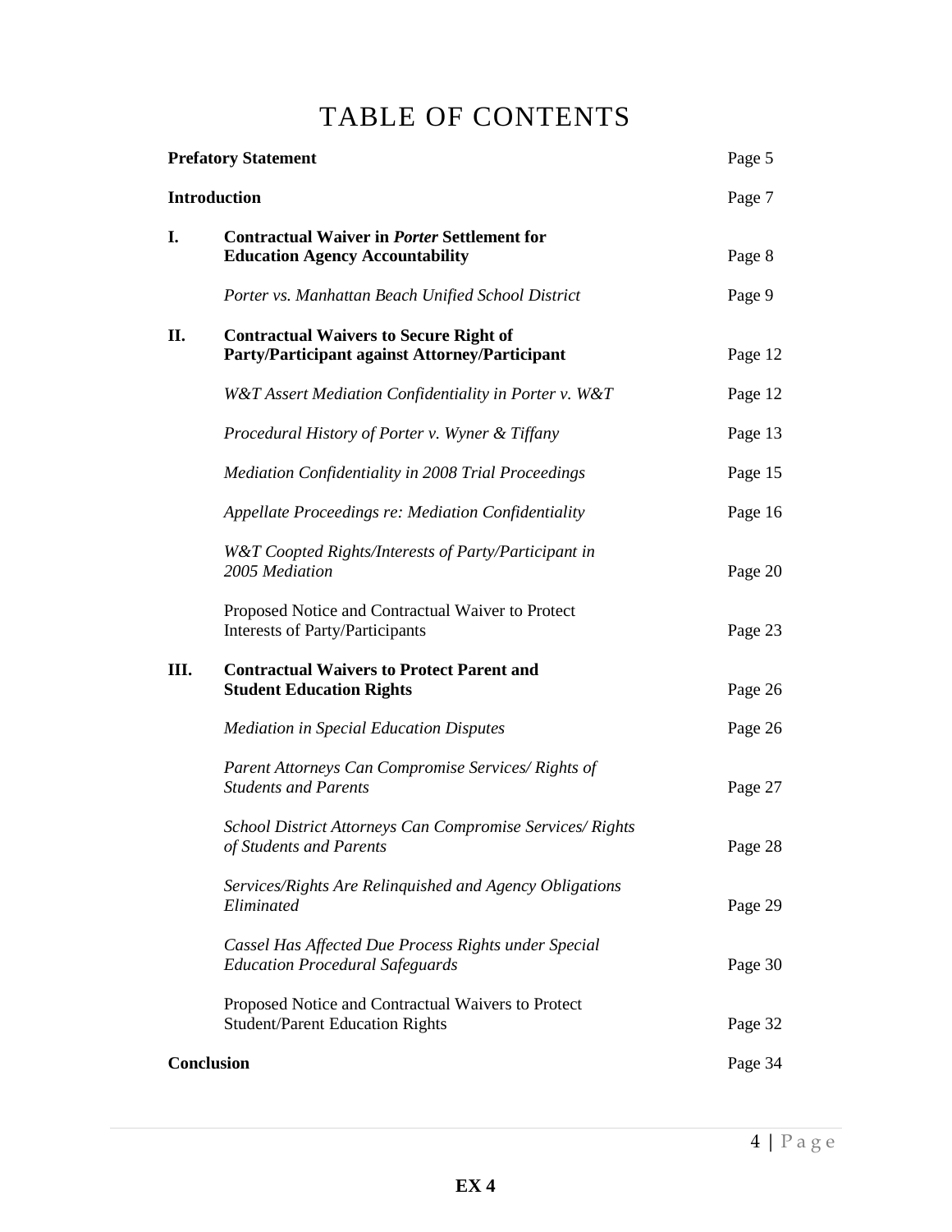# TABLE OF CONTENTS

| | | |
|---|---|---|
| **Prefatory Statement** | | Page 5 |
| **Introduction** | | Page 7 |
| **I.** | **Contractual Waiver in *Porter* Settlement for Education Agency Accountability** | Page 8 |
| | *Porter vs. Manhattan Beach Unified School District* | Page 9 |
| **II.** | **Contractual Waivers to Secure Right of Party/Participant against Attorney/Participant** | Page 12 |
| | *W&T Assert Mediation Confidentiality in Porter v. W&T* | Page 12 |
| | *Procedural History of Porter v. Wyner & Tiffany* | Page 13 |
| | *Mediation Confidentiality in 2008 Trial Proceedings* | Page 15 |
| | *Appellate Proceedings re: Mediation Confidentiality* | Page 16 |
| | *W&T Coopted Rights/Interests of Party/Participant in 2005 Mediation* | Page 20 |
| | Proposed Notice and Contractual Waiver to Protect Interests of Party/Participants | Page 23 |
| **III.** | **Contractual Waivers to Protect Parent and Student Education Rights** | Page 26 |
| | *Mediation in Special Education Disputes* | Page 26 |
| | *Parent Attorneys Can Compromise Services/ Rights of Students and Parents* | Page 27 |
| | *School District Attorneys Can Compromise Services/ Rights of Students and Parents* | Page 28 |
| | *Services/Rights Are Relinquished and Agency Obligations Eliminated* | Page 29 |
| | *Cassel Has Affected Due Process Rights under Special Education Procedural Safeguards* | Page 30 |
| | Proposed Notice and Contractual Waivers to Protect Student/Parent Education Rights | Page 32 |
| **Conclusion** | | Page 34 |

**EX 4**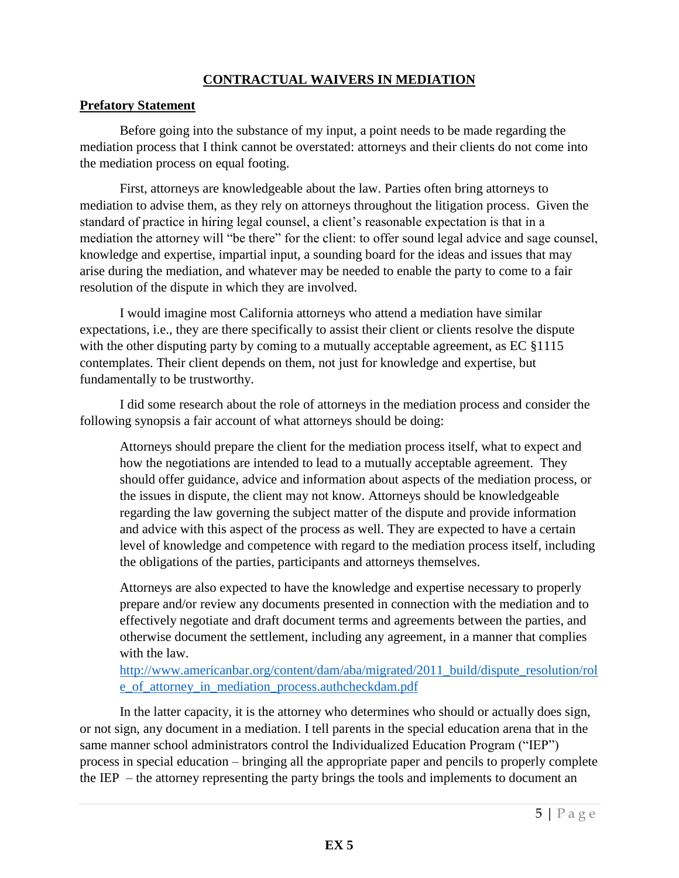## CONTRACTUAL WAIVERS IN MEDIATION

**Prefatory Statement**

Before going into the substance of my input, a point needs to be made regarding the mediation process that I think cannot be overstated: attorneys and their clients do not come into the mediation process on equal footing.

First, attorneys are knowledgeable about the law. Parties often bring attorneys to mediation to advise them, as they rely on attorneys throughout the litigation process. Given the standard of practice in hiring legal counsel, a client's reasonable expectation is that in a mediation the attorney will "be there" for the client: to offer sound legal advice and sage counsel, knowledge and expertise, impartial input, a sounding board for the ideas and issues that may arise during the mediation, and whatever may be needed to enable the party to come to a fair resolution of the dispute in which they are involved.

I would imagine most California attorneys who attend a mediation have similar expectations, i.e., they are there specifically to assist their client or clients resolve the dispute with the other disputing party by coming to a mutually acceptable agreement, as EC §1115 contemplates. Their client depends on them, not just for knowledge and expertise, but fundamentally to be trustworthy.

I did some research about the role of attorneys in the mediation process and consider the following synopsis a fair account of what attorneys should be doing:

> Attorneys should prepare the client for the mediation process itself, what to expect and how the negotiations are intended to lead to a mutually acceptable agreement. They should offer guidance, advice and information about aspects of the mediation process, or the issues in dispute, the client may not know. Attorneys should be knowledgeable regarding the law governing the subject matter of the dispute and provide information and advice with this aspect of the process as well. They are expected to have a certain level of knowledge and competence with regard to the mediation process itself, including the obligations of the parties, participants and attorneys themselves.
>
> Attorneys are also expected to have the knowledge and expertise necessary to properly prepare and/or review any documents presented in connection with the mediation and to effectively negotiate and draft document terms and agreements between the parties, and otherwise document the settlement, including any agreement, in a manner that complies with the law.
> http://www.americanbar.org/content/dam/aba/migrated/2011_build/dispute_resolution/role_of_attorney_in_mediation_process.authcheckdam.pdf

In the latter capacity, it is the attorney who determines who should or actually does sign, or not sign, any document in a mediation. I tell parents in the special education arena that in the same manner school administrators control the Individualized Education Program ("IEP") process in special education – bringing all the appropriate paper and pencils to properly complete the IEP – the attorney representing the party brings the tools and implements to document an

**EX 5**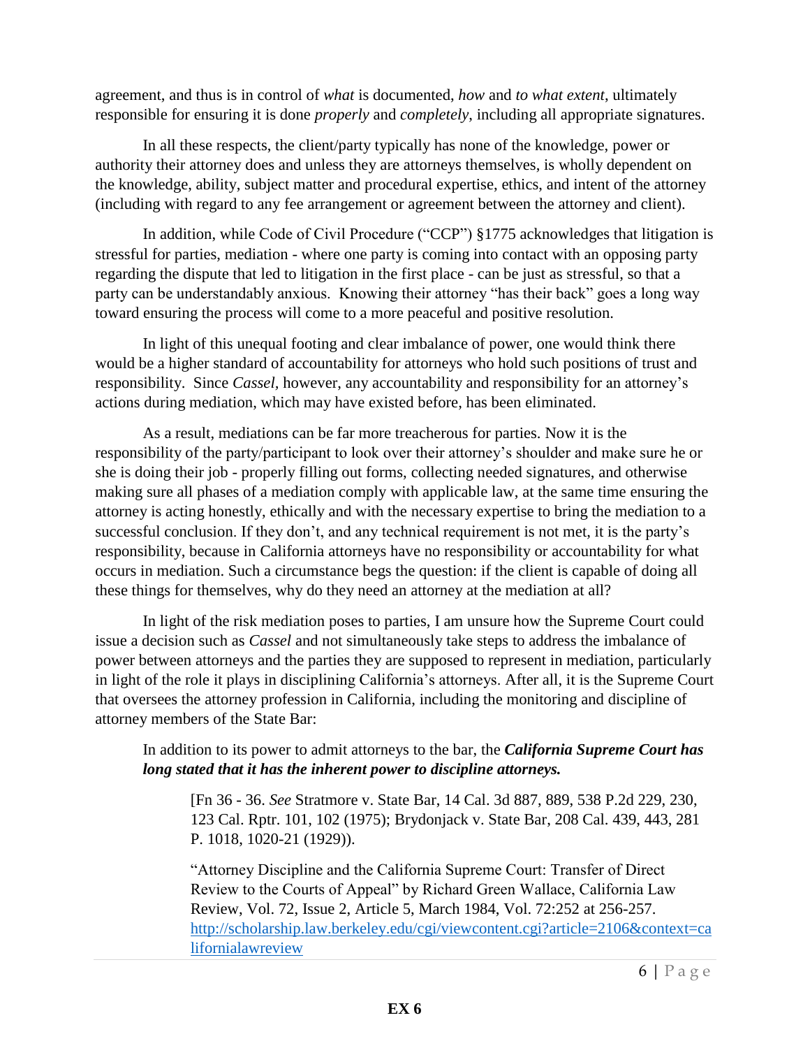agreement, and thus is in control of *what* is documented, *how* and *to what extent*, ultimately responsible for ensuring it is done *properly* and *completely*, including all appropriate signatures.

In all these respects, the client/party typically has none of the knowledge, power or authority their attorney does and unless they are attorneys themselves, is wholly dependent on the knowledge, ability, subject matter and procedural expertise, ethics, and intent of the attorney (including with regard to any fee arrangement or agreement between the attorney and client).

In addition, while Code of Civil Procedure ("CCP") §1775 acknowledges that litigation is stressful for parties, mediation - where one party is coming into contact with an opposing party regarding the dispute that led to litigation in the first place - can be just as stressful, so that a party can be understandably anxious. Knowing their attorney "has their back" goes a long way toward ensuring the process will come to a more peaceful and positive resolution.

In light of this unequal footing and clear imbalance of power, one would think there would be a higher standard of accountability for attorneys who hold such positions of trust and responsibility. Since *Cassel*, however, any accountability and responsibility for an attorney's actions during mediation, which may have existed before, has been eliminated.

As a result, mediations can be far more treacherous for parties. Now it is the responsibility of the party/participant to look over their attorney's shoulder and make sure he or she is doing their job - properly filling out forms, collecting needed signatures, and otherwise making sure all phases of a mediation comply with applicable law, at the same time ensuring the attorney is acting honestly, ethically and with the necessary expertise to bring the mediation to a successful conclusion. If they don't, and any technical requirement is not met, it is the party's responsibility, because in California attorneys have no responsibility or accountability for what occurs in mediation. Such a circumstance begs the question: if the client is capable of doing all these things for themselves, why do they need an attorney at the mediation at all?

In light of the risk mediation poses to parties, I am unsure how the Supreme Court could issue a decision such as *Cassel* and not simultaneously take steps to address the imbalance of power between attorneys and the parties they are supposed to represent in mediation, particularly in light of the role it plays in disciplining California's attorneys. After all, it is the Supreme Court that oversees the attorney profession in California, including the monitoring and discipline of attorney members of the State Bar:

> In addition to its power to admit attorneys to the bar, the ***California Supreme Court has long stated that it has the inherent power to discipline attorneys.***
>
> > [Fn 36 - 36. *See* Stratmore v. State Bar, 14 Cal. 3d 887, 889, 538 P.2d 229, 230, 123 Cal. Rptr. 101, 102 (1975); Brydonjack v. State Bar, 208 Cal. 439, 443, 281 P. 1018, 1020-21 (1929)).
> >
> > "Attorney Discipline and the California Supreme Court: Transfer of Direct Review to the Courts of Appeal" by Richard Green Wallace, California Law Review, Vol. 72, Issue 2, Article 5, March 1984, Vol. 72:252 at 256-257. http://scholarship.law.berkeley.edu/cgi/viewcontent.cgi?article=2106&context=californialawreview

**EX 6**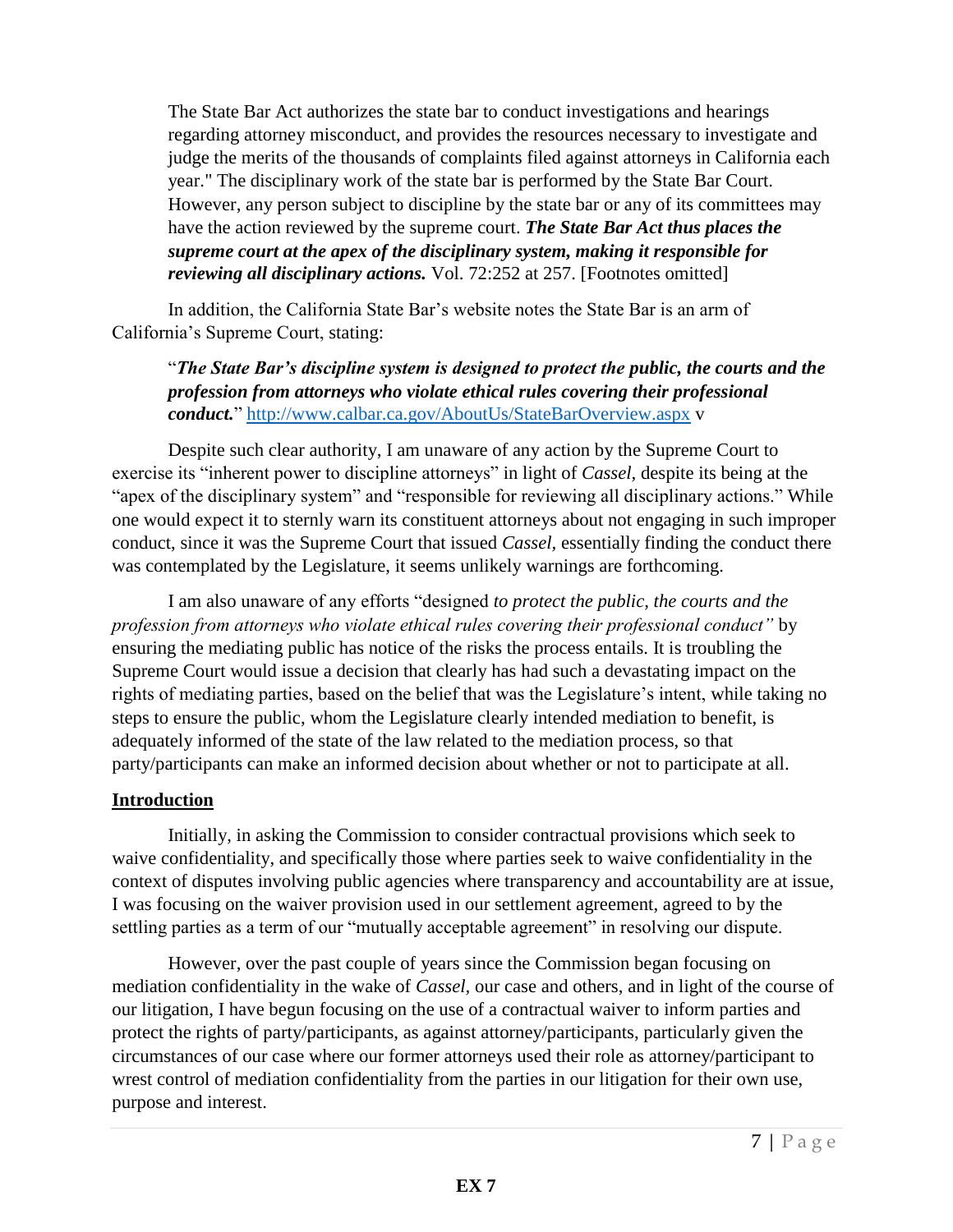> The State Bar Act authorizes the state bar to conduct investigations and hearings regarding attorney misconduct, and provides the resources necessary to investigate and judge the merits of the thousands of complaints filed against attorneys in California each year." The disciplinary work of the state bar is performed by the State Bar Court. However, any person subject to discipline by the state bar or any of its committees may have the action reviewed by the supreme court. ***The State Bar Act thus places the supreme court at the apex of the disciplinary system, making it responsible for reviewing all disciplinary actions.*** Vol. 72:252 at 257. [Footnotes omitted]

In addition, the California State Bar's website notes the State Bar is an arm of California's Supreme Court, stating:

> "***The State Bar's discipline system is designed to protect the public, the courts and the profession from attorneys who violate ethical rules covering their professional conduct.***" http://www.calbar.ca.gov/AboutUs/StateBarOverview.aspx v

Despite such clear authority, I am unaware of any action by the Supreme Court to exercise its "inherent power to discipline attorneys" in light of *Cassel*, despite its being at the "apex of the disciplinary system" and "responsible for reviewing all disciplinary actions." While one would expect it to sternly warn its constituent attorneys about not engaging in such improper conduct, since it was the Supreme Court that issued *Cassel,* essentially finding the conduct there was contemplated by the Legislature, it seems unlikely warnings are forthcoming.

I am also unaware of any efforts "designed *to protect the public, the courts and the profession from attorneys who violate ethical rules covering their professional conduct"* by ensuring the mediating public has notice of the risks the process entails. It is troubling the Supreme Court would issue a decision that clearly has had such a devastating impact on the rights of mediating parties, based on the belief that was the Legislature's intent, while taking no steps to ensure the public, whom the Legislature clearly intended mediation to benefit, is adequately informed of the state of the law related to the mediation process, so that party/participants can make an informed decision about whether or not to participate at all.

## Introduction

Initially, in asking the Commission to consider contractual provisions which seek to waive confidentiality, and specifically those where parties seek to waive confidentiality in the context of disputes involving public agencies where transparency and accountability are at issue, I was focusing on the waiver provision used in our settlement agreement, agreed to by the settling parties as a term of our "mutually acceptable agreement" in resolving our dispute.

However, over the past couple of years since the Commission began focusing on mediation confidentiality in the wake of *Cassel,* our case and others, and in light of the course of our litigation, I have begun focusing on the use of a contractual waiver to inform parties and protect the rights of party/participants, as against attorney/participants, particularly given the circumstances of our case where our former attorneys used their role as attorney/participant to wrest control of mediation confidentiality from the parties in our litigation for their own use, purpose and interest.

**EX 7**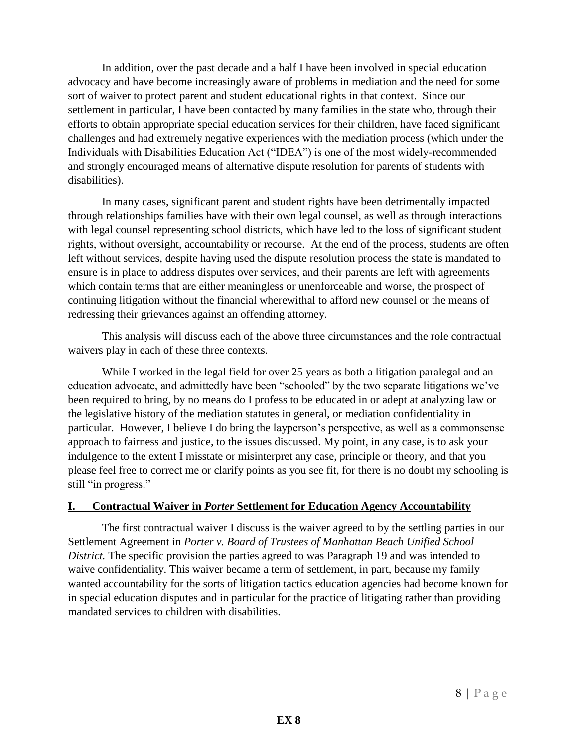In addition, over the past decade and a half I have been involved in special education advocacy and have become increasingly aware of problems in mediation and the need for some sort of waiver to protect parent and student educational rights in that context. Since our settlement in particular, I have been contacted by many families in the state who, through their efforts to obtain appropriate special education services for their children, have faced significant challenges and had extremely negative experiences with the mediation process (which under the Individuals with Disabilities Education Act ("IDEA") is one of the most widely-recommended and strongly encouraged means of alternative dispute resolution for parents of students with disabilities).

In many cases, significant parent and student rights have been detrimentally impacted through relationships families have with their own legal counsel, as well as through interactions with legal counsel representing school districts, which have led to the loss of significant student rights, without oversight, accountability or recourse. At the end of the process, students are often left without services, despite having used the dispute resolution process the state is mandated to ensure is in place to address disputes over services, and their parents are left with agreements which contain terms that are either meaningless or unenforceable and worse, the prospect of continuing litigation without the financial wherewithal to afford new counsel or the means of redressing their grievances against an offending attorney.

This analysis will discuss each of the above three circumstances and the role contractual waivers play in each of these three contexts.

While I worked in the legal field for over 25 years as both a litigation paralegal and an education advocate, and admittedly have been "schooled" by the two separate litigations we've been required to bring, by no means do I profess to be educated in or adept at analyzing law or the legislative history of the mediation statutes in general, or mediation confidentiality in particular. However, I believe I do bring the layperson's perspective, as well as a commonsense approach to fairness and justice, to the issues discussed. My point, in any case, is to ask your indulgence to the extent I misstate or misinterpret any case, principle or theory, and that you please feel free to correct me or clarify points as you see fit, for there is no doubt my schooling is still "in progress."

## I. Contractual Waiver in *Porter* Settlement for Education Agency Accountability

The first contractual waiver I discuss is the waiver agreed to by the settling parties in our Settlement Agreement in *Porter v. Board of Trustees of Manhattan Beach Unified School District.* The specific provision the parties agreed to was Paragraph 19 and was intended to waive confidentiality. This waiver became a term of settlement, in part, because my family wanted accountability for the sorts of litigation tactics education agencies had become known for in special education disputes and in particular for the practice of litigating rather than providing mandated services to children with disabilities.

**EX 8**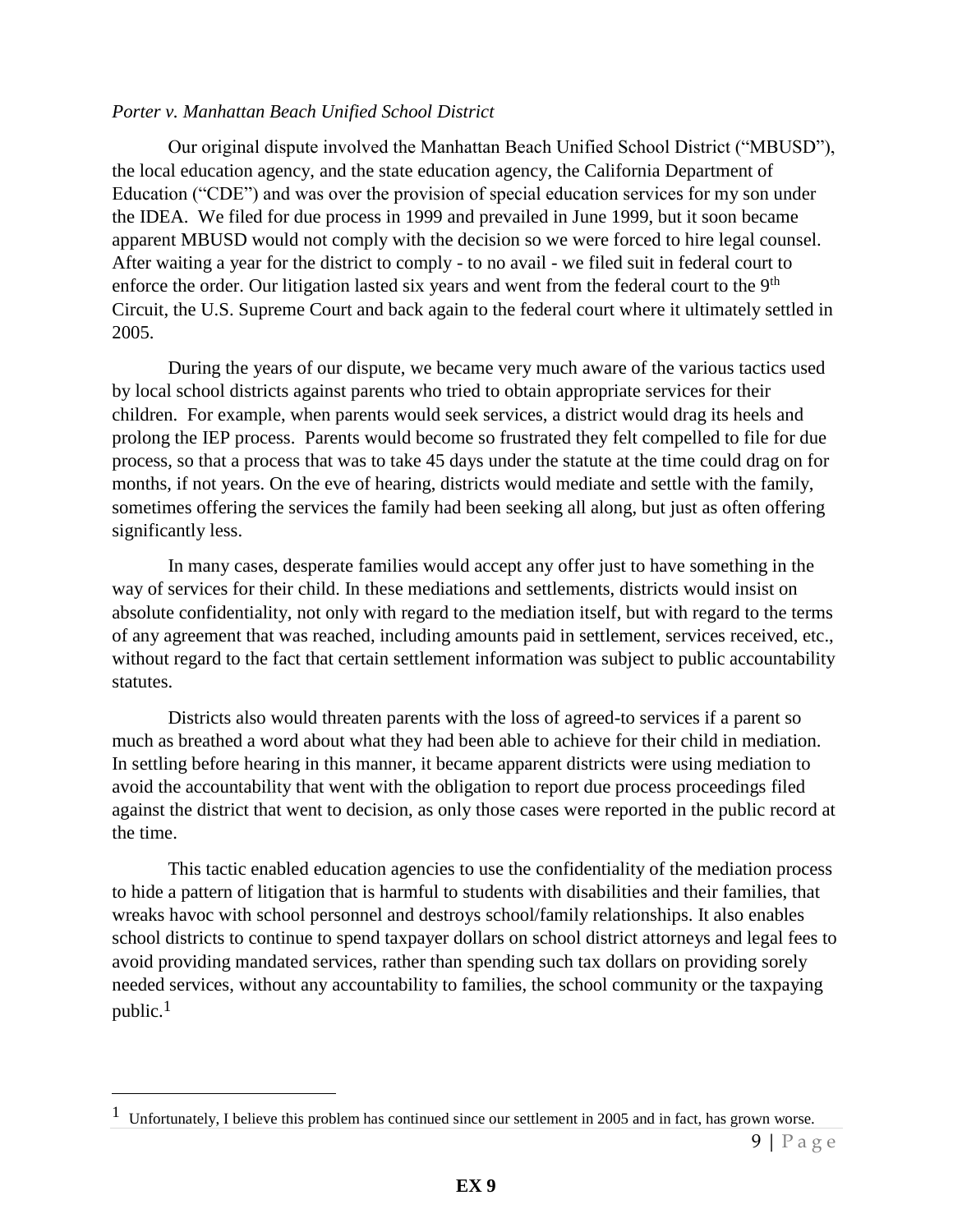*Porter v. Manhattan Beach Unified School District*

Our original dispute involved the Manhattan Beach Unified School District ("MBUSD"), the local education agency, and the state education agency, the California Department of Education ("CDE") and was over the provision of special education services for my son under the IDEA. We filed for due process in 1999 and prevailed in June 1999, but it soon became apparent MBUSD would not comply with the decision so we were forced to hire legal counsel. After waiting a year for the district to comply - to no avail - we filed suit in federal court to enforce the order. Our litigation lasted six years and went from the federal court to the 9th Circuit, the U.S. Supreme Court and back again to the federal court where it ultimately settled in 2005.

During the years of our dispute, we became very much aware of the various tactics used by local school districts against parents who tried to obtain appropriate services for their children. For example, when parents would seek services, a district would drag its heels and prolong the IEP process. Parents would become so frustrated they felt compelled to file for due process, so that a process that was to take 45 days under the statute at the time could drag on for months, if not years. On the eve of hearing, districts would mediate and settle with the family, sometimes offering the services the family had been seeking all along, but just as often offering significantly less.

In many cases, desperate families would accept any offer just to have something in the way of services for their child. In these mediations and settlements, districts would insist on absolute confidentiality, not only with regard to the mediation itself, but with regard to the terms of any agreement that was reached, including amounts paid in settlement, services received, etc., without regard to the fact that certain settlement information was subject to public accountability statutes.

Districts also would threaten parents with the loss of agreed-to services if a parent so much as breathed a word about what they had been able to achieve for their child in mediation. In settling before hearing in this manner, it became apparent districts were using mediation to avoid the accountability that went with the obligation to report due process proceedings filed against the district that went to decision, as only those cases were reported in the public record at the time.

This tactic enabled education agencies to use the confidentiality of the mediation process to hide a pattern of litigation that is harmful to students with disabilities and their families, that wreaks havoc with school personnel and destroys school/family relationships. It also enables school districts to continue to spend taxpayer dollars on school district attorneys and legal fees to avoid providing mandated services, rather than spending such tax dollars on providing sorely needed services, without any accountability to families, the school community or the taxpaying public.[1]

---

[1] Unfortunately, I believe this problem has continued since our settlement in 2005 and in fact, has grown worse.

**EX 9**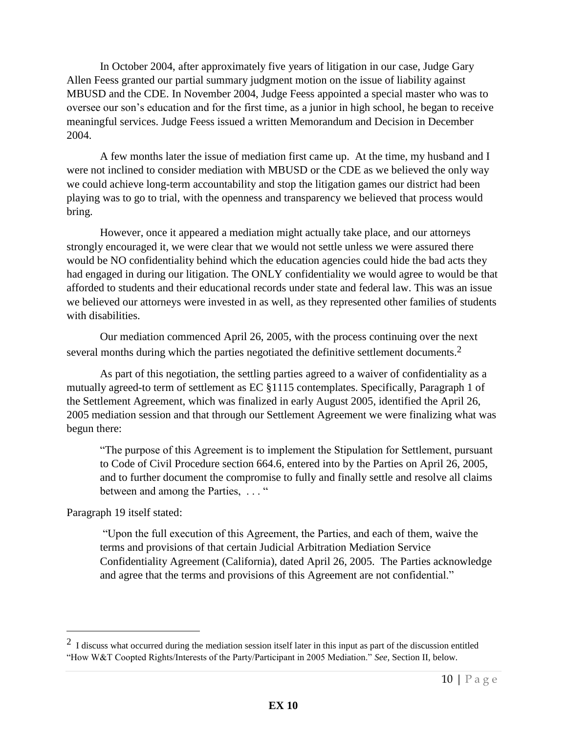In October 2004, after approximately five years of litigation in our case, Judge Gary Allen Feess granted our partial summary judgment motion on the issue of liability against MBUSD and the CDE. In November 2004, Judge Feess appointed a special master who was to oversee our son's education and for the first time, as a junior in high school, he began to receive meaningful services. Judge Feess issued a written Memorandum and Decision in December 2004.

A few months later the issue of mediation first came up. At the time, my husband and I were not inclined to consider mediation with MBUSD or the CDE as we believed the only way we could achieve long-term accountability and stop the litigation games our district had been playing was to go to trial, with the openness and transparency we believed that process would bring.

However, once it appeared a mediation might actually take place, and our attorneys strongly encouraged it, we were clear that we would not settle unless we were assured there would be NO confidentiality behind which the education agencies could hide the bad acts they had engaged in during our litigation. The ONLY confidentiality we would agree to would be that afforded to students and their educational records under state and federal law. This was an issue we believed our attorneys were invested in as well, as they represented other families of students with disabilities.

Our mediation commenced April 26, 2005, with the process continuing over the next several months during which the parties negotiated the definitive settlement documents.[2]

As part of this negotiation, the settling parties agreed to a waiver of confidentiality as a mutually agreed-to term of settlement as EC §1115 contemplates. Specifically, Paragraph 1 of the Settlement Agreement, which was finalized in early August 2005, identified the April 26, 2005 mediation session and that through our Settlement Agreement we were finalizing what was begun there:

> "The purpose of this Agreement is to implement the Stipulation for Settlement, pursuant to Code of Civil Procedure section 664.6, entered into by the Parties on April 26, 2005, and to further document the compromise to fully and finally settle and resolve all claims between and among the Parties, . . . "

Paragraph 19 itself stated:

> "Upon the full execution of this Agreement, the Parties, and each of them, waive the terms and provisions of that certain Judicial Arbitration Mediation Service Confidentiality Agreement (California), dated April 26, 2005. The Parties acknowledge and agree that the terms and provisions of this Agreement are not confidential."

---

[2] I discuss what occurred during the mediation session itself later in this input as part of the discussion entitled "How W&T Coopted Rights/Interests of the Party/Participant in 2005 Mediation." *See,* Section II, below.

**EX 10**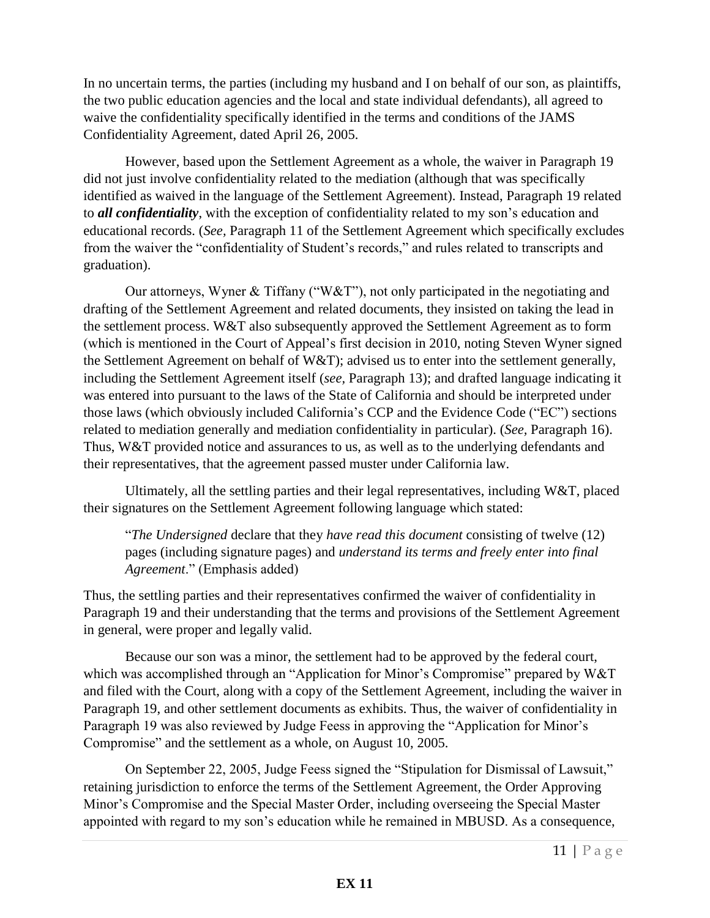In no uncertain terms, the parties (including my husband and I on behalf of our son, as plaintiffs, the two public education agencies and the local and state individual defendants), all agreed to waive the confidentiality specifically identified in the terms and conditions of the JAMS Confidentiality Agreement, dated April 26, 2005.

However, based upon the Settlement Agreement as a whole, the waiver in Paragraph 19 did not just involve confidentiality related to the mediation (although that was specifically identified as waived in the language of the Settlement Agreement). Instead, Paragraph 19 related to ***all confidentiality***, with the exception of confidentiality related to my son's education and educational records. (*See,* Paragraph 11 of the Settlement Agreement which specifically excludes from the waiver the "confidentiality of Student's records," and rules related to transcripts and graduation).

Our attorneys, Wyner & Tiffany ("W&T"), not only participated in the negotiating and drafting of the Settlement Agreement and related documents, they insisted on taking the lead in the settlement process. W&T also subsequently approved the Settlement Agreement as to form (which is mentioned in the Court of Appeal's first decision in 2010, noting Steven Wyner signed the Settlement Agreement on behalf of W&T); advised us to enter into the settlement generally, including the Settlement Agreement itself (*see*, Paragraph 13); and drafted language indicating it was entered into pursuant to the laws of the State of California and should be interpreted under those laws (which obviously included California's CCP and the Evidence Code ("EC") sections related to mediation generally and mediation confidentiality in particular). (*See,* Paragraph 16). Thus, W&T provided notice and assurances to us, as well as to the underlying defendants and their representatives, that the agreement passed muster under California law.

Ultimately, all the settling parties and their legal representatives, including W&T, placed their signatures on the Settlement Agreement following language which stated:

> "*The Undersigned* declare that they *have read this document* consisting of twelve (12) pages (including signature pages) and *understand its terms and freely enter into final Agreement*." (Emphasis added)

Thus, the settling parties and their representatives confirmed the waiver of confidentiality in Paragraph 19 and their understanding that the terms and provisions of the Settlement Agreement in general, were proper and legally valid.

Because our son was a minor, the settlement had to be approved by the federal court, which was accomplished through an "Application for Minor's Compromise" prepared by W&T and filed with the Court, along with a copy of the Settlement Agreement, including the waiver in Paragraph 19, and other settlement documents as exhibits. Thus, the waiver of confidentiality in Paragraph 19 was also reviewed by Judge Feess in approving the "Application for Minor's Compromise" and the settlement as a whole, on August 10, 2005.

On September 22, 2005, Judge Feess signed the "Stipulation for Dismissal of Lawsuit," retaining jurisdiction to enforce the terms of the Settlement Agreement, the Order Approving Minor's Compromise and the Special Master Order, including overseeing the Special Master appointed with regard to my son's education while he remained in MBUSD. As a consequence,

**EX 11**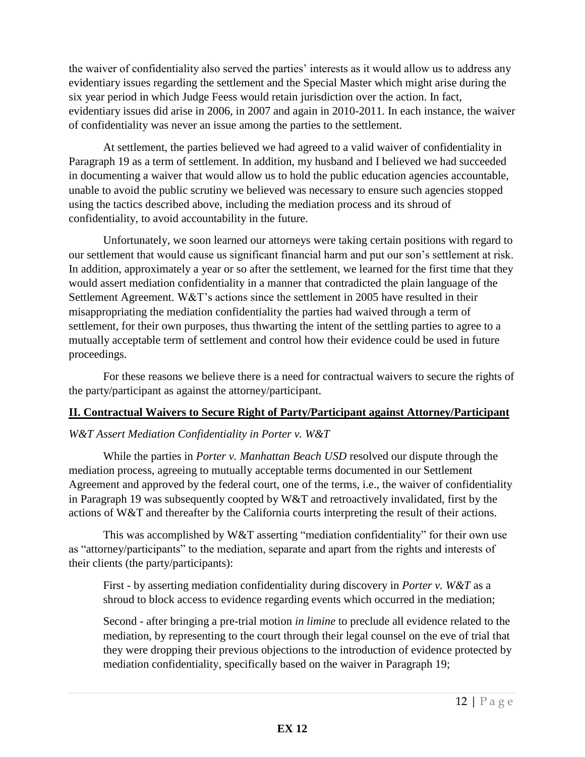the waiver of confidentiality also served the parties' interests as it would allow us to address any evidentiary issues regarding the settlement and the Special Master which might arise during the six year period in which Judge Feess would retain jurisdiction over the action. In fact, evidentiary issues did arise in 2006, in 2007 and again in 2010-2011. In each instance, the waiver of confidentiality was never an issue among the parties to the settlement.

At settlement, the parties believed we had agreed to a valid waiver of confidentiality in Paragraph 19 as a term of settlement. In addition, my husband and I believed we had succeeded in documenting a waiver that would allow us to hold the public education agencies accountable, unable to avoid the public scrutiny we believed was necessary to ensure such agencies stopped using the tactics described above, including the mediation process and its shroud of confidentiality, to avoid accountability in the future.

Unfortunately, we soon learned our attorneys were taking certain positions with regard to our settlement that would cause us significant financial harm and put our son's settlement at risk. In addition, approximately a year or so after the settlement, we learned for the first time that they would assert mediation confidentiality in a manner that contradicted the plain language of the Settlement Agreement. W&T's actions since the settlement in 2005 have resulted in their misappropriating the mediation confidentiality the parties had waived through a term of settlement, for their own purposes, thus thwarting the intent of the settling parties to agree to a mutually acceptable term of settlement and control how their evidence could be used in future proceedings.

For these reasons we believe there is a need for contractual waivers to secure the rights of the party/participant as against the attorney/participant.

## II. Contractual Waivers to Secure Right of Party/Participant against Attorney/Participant

*W&T Assert Mediation Confidentiality in Porter v. W&T*

While the parties in *Porter v. Manhattan Beach USD* resolved our dispute through the mediation process, agreeing to mutually acceptable terms documented in our Settlement Agreement and approved by the federal court, one of the terms, i.e., the waiver of confidentiality in Paragraph 19 was subsequently coopted by W&T and retroactively invalidated, first by the actions of W&T and thereafter by the California courts interpreting the result of their actions.

This was accomplished by W&T asserting "mediation confidentiality" for their own use as "attorney/participants" to the mediation, separate and apart from the rights and interests of their clients (the party/participants):

> First - by asserting mediation confidentiality during discovery in *Porter v. W&T* as a shroud to block access to evidence regarding events which occurred in the mediation;
>
> Second - after bringing a pre-trial motion *in limine* to preclude all evidence related to the mediation, by representing to the court through their legal counsel on the eve of trial that they were dropping their previous objections to the introduction of evidence protected by mediation confidentiality, specifically based on the waiver in Paragraph 19;

**EX 12**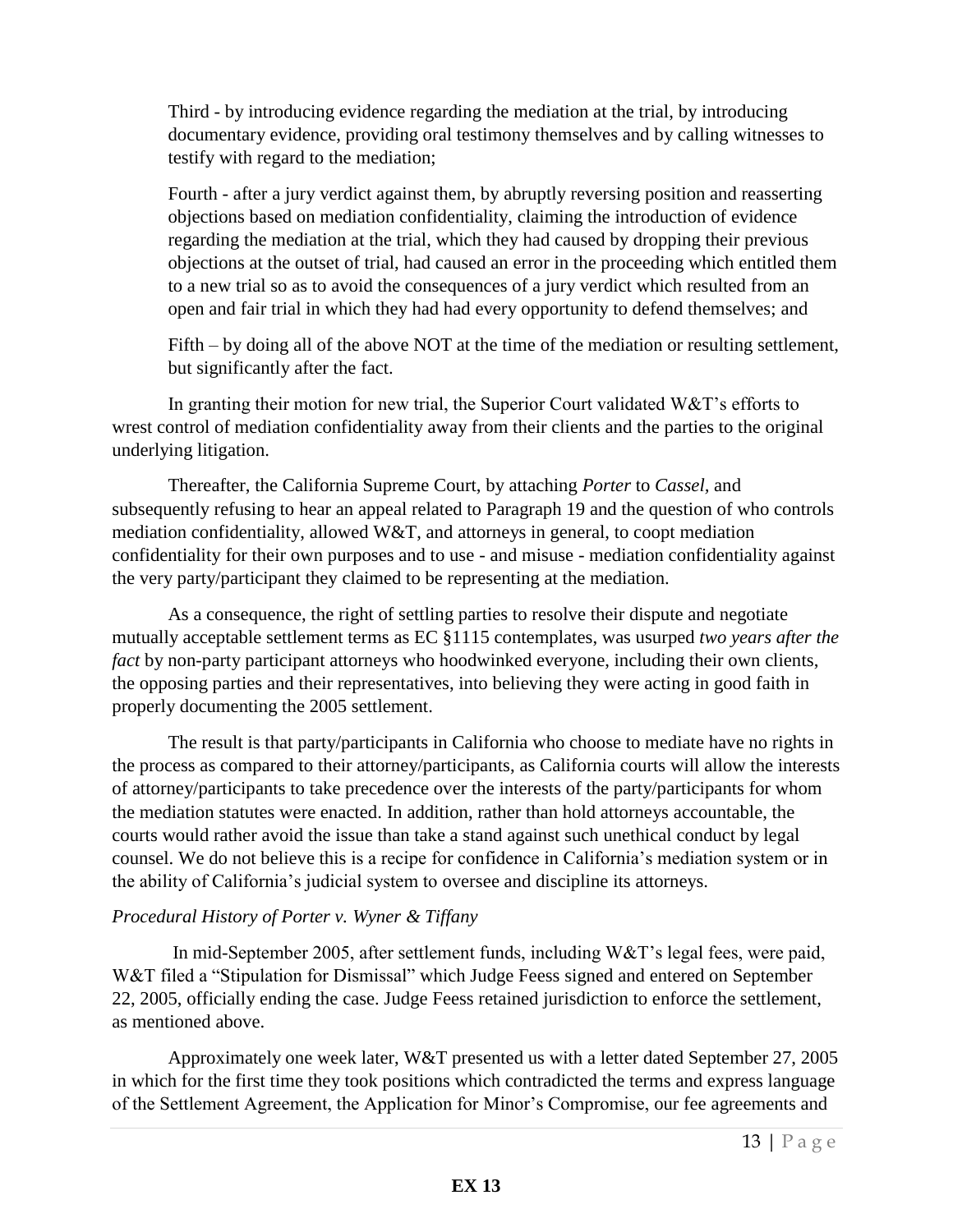Third - by introducing evidence regarding the mediation at the trial, by introducing documentary evidence, providing oral testimony themselves and by calling witnesses to testify with regard to the mediation;

Fourth - after a jury verdict against them, by abruptly reversing position and reasserting objections based on mediation confidentiality, claiming the introduction of evidence regarding the mediation at the trial, which they had caused by dropping their previous objections at the outset of trial, had caused an error in the proceeding which entitled them to a new trial so as to avoid the consequences of a jury verdict which resulted from an open and fair trial in which they had had every opportunity to defend themselves; and

Fifth – by doing all of the above NOT at the time of the mediation or resulting settlement, but significantly after the fact.

In granting their motion for new trial, the Superior Court validated W&T's efforts to wrest control of mediation confidentiality away from their clients and the parties to the original underlying litigation.

Thereafter, the California Supreme Court, by attaching *Porter* to *Cassel,* and subsequently refusing to hear an appeal related to Paragraph 19 and the question of who controls mediation confidentiality, allowed W&T, and attorneys in general, to coopt mediation confidentiality for their own purposes and to use - and misuse - mediation confidentiality against the very party/participant they claimed to be representing at the mediation.

As a consequence, the right of settling parties to resolve their dispute and negotiate mutually acceptable settlement terms as EC §1115 contemplates, was usurped *two years after the fact* by non-party participant attorneys who hoodwinked everyone, including their own clients, the opposing parties and their representatives, into believing they were acting in good faith in properly documenting the 2005 settlement.

The result is that party/participants in California who choose to mediate have no rights in the process as compared to their attorney/participants, as California courts will allow the interests of attorney/participants to take precedence over the interests of the party/participants for whom the mediation statutes were enacted. In addition, rather than hold attorneys accountable, the courts would rather avoid the issue than take a stand against such unethical conduct by legal counsel. We do not believe this is a recipe for confidence in California's mediation system or in the ability of California's judicial system to oversee and discipline its attorneys.

*Procedural History of Porter v. Wyner & Tiffany*

In mid-September 2005, after settlement funds, including W&T's legal fees, were paid, W&T filed a "Stipulation for Dismissal" which Judge Feess signed and entered on September 22, 2005, officially ending the case. Judge Feess retained jurisdiction to enforce the settlement, as mentioned above.

Approximately one week later, W&T presented us with a letter dated September 27, 2005 in which for the first time they took positions which contradicted the terms and express language of the Settlement Agreement, the Application for Minor's Compromise, our fee agreements and

**EX 13**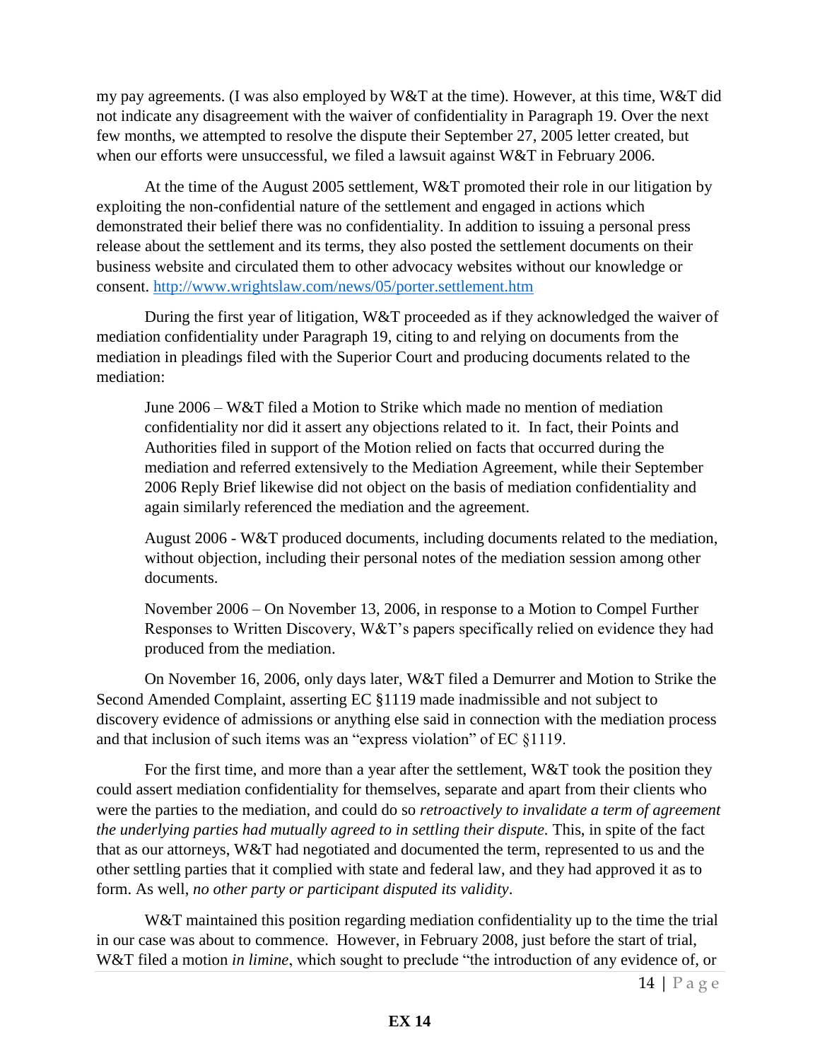my pay agreements. (I was also employed by W&T at the time). However, at this time, W&T did not indicate any disagreement with the waiver of confidentiality in Paragraph 19. Over the next few months, we attempted to resolve the dispute their September 27, 2005 letter created, but when our efforts were unsuccessful, we filed a lawsuit against W&T in February 2006.

At the time of the August 2005 settlement, W&T promoted their role in our litigation by exploiting the non-confidential nature of the settlement and engaged in actions which demonstrated their belief there was no confidentiality. In addition to issuing a personal press release about the settlement and its terms, they also posted the settlement documents on their business website and circulated them to other advocacy websites without our knowledge or consent. http://www.wrightslaw.com/news/05/porter.settlement.htm

During the first year of litigation, W&T proceeded as if they acknowledged the waiver of mediation confidentiality under Paragraph 19, citing to and relying on documents from the mediation in pleadings filed with the Superior Court and producing documents related to the mediation:

> June 2006 – W&T filed a Motion to Strike which made no mention of mediation confidentiality nor did it assert any objections related to it. In fact, their Points and Authorities filed in support of the Motion relied on facts that occurred during the mediation and referred extensively to the Mediation Agreement, while their September 2006 Reply Brief likewise did not object on the basis of mediation confidentiality and again similarly referenced the mediation and the agreement.
>
> August 2006 - W&T produced documents, including documents related to the mediation, without objection, including their personal notes of the mediation session among other documents.
>
> November 2006 – On November 13, 2006, in response to a Motion to Compel Further Responses to Written Discovery, W&T's papers specifically relied on evidence they had produced from the mediation.

On November 16, 2006, only days later, W&T filed a Demurrer and Motion to Strike the Second Amended Complaint, asserting EC §1119 made inadmissible and not subject to discovery evidence of admissions or anything else said in connection with the mediation process and that inclusion of such items was an "express violation" of EC §1119.

For the first time, and more than a year after the settlement, W&T took the position they could assert mediation confidentiality for themselves, separate and apart from their clients who were the parties to the mediation, and could do so *retroactively to invalidate a term of agreement the underlying parties had mutually agreed to in settling their dispute*. This, in spite of the fact that as our attorneys, W&T had negotiated and documented the term, represented to us and the other settling parties that it complied with state and federal law, and they had approved it as to form. As well, *no other party or participant disputed its validity*.

W&T maintained this position regarding mediation confidentiality up to the time the trial in our case was about to commence. However, in February 2008, just before the start of trial, W&T filed a motion *in limine*, which sought to preclude "the introduction of any evidence of, or

**EX 14**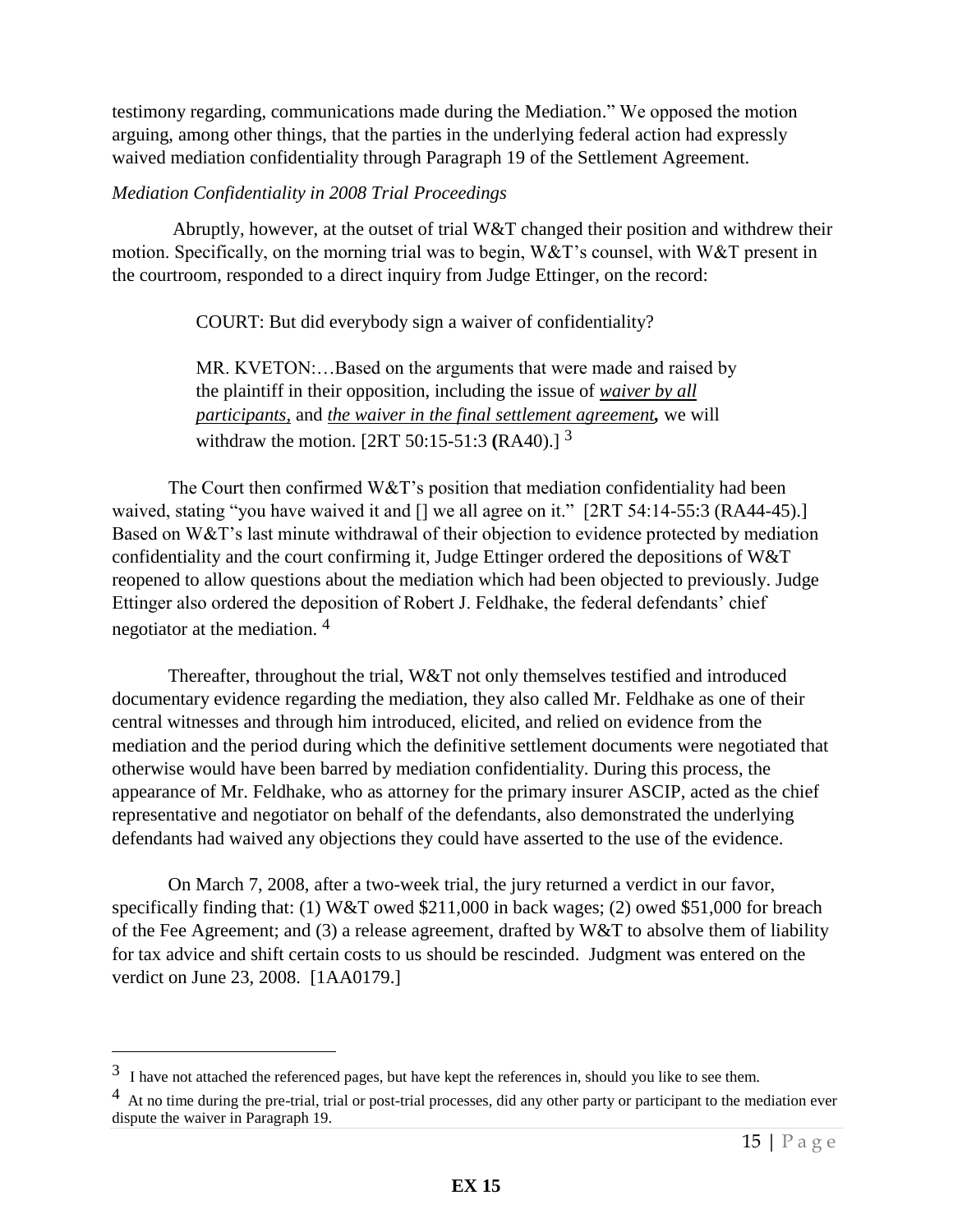testimony regarding, communications made during the Mediation." We opposed the motion arguing, among other things, that the parties in the underlying federal action had expressly waived mediation confidentiality through Paragraph 19 of the Settlement Agreement.

*Mediation Confidentiality in 2008 Trial Proceedings*

Abruptly, however, at the outset of trial W&T changed their position and withdrew their motion. Specifically, on the morning trial was to begin, W&T's counsel, with W&T present in the courtroom, responded to a direct inquiry from Judge Ettinger, on the record:

> COURT: But did everybody sign a waiver of confidentiality?
>
> MR. KVETON:…Based on the arguments that were made and raised by the plaintiff in their opposition, including the issue of ***waiver by all participants***, and ***the waiver in the final settlement agreement***, we will withdraw the motion. [2RT 50:15-51:3 **(**RA40).] [3]

The Court then confirmed W&T's position that mediation confidentiality had been waived, stating "you have waived it and [] we all agree on it." [2RT 54:14-55:3 (RA44-45).] Based on W&T's last minute withdrawal of their objection to evidence protected by mediation confidentiality and the court confirming it, Judge Ettinger ordered the depositions of W&T reopened to allow questions about the mediation which had been objected to previously. Judge Ettinger also ordered the deposition of Robert J. Feldhake, the federal defendants' chief negotiator at the mediation. [4]

Thereafter, throughout the trial, W&T not only themselves testified and introduced documentary evidence regarding the mediation, they also called Mr. Feldhake as one of their central witnesses and through him introduced, elicited, and relied on evidence from the mediation and the period during which the definitive settlement documents were negotiated that otherwise would have been barred by mediation confidentiality. During this process, the appearance of Mr. Feldhake, who as attorney for the primary insurer ASCIP, acted as the chief representative and negotiator on behalf of the defendants, also demonstrated the underlying defendants had waived any objections they could have asserted to the use of the evidence.

On March 7, 2008, after a two-week trial, the jury returned a verdict in our favor, specifically finding that: (1) W&T owed $211,000 in back wages; (2) owed $51,000 for breach of the Fee Agreement; and (3) a release agreement, drafted by W&T to absolve them of liability for tax advice and shift certain costs to us should be rescinded. Judgment was entered on the verdict on June 23, 2008. [1AA0179.]

---

[3] I have not attached the referenced pages, but have kept the references in, should you like to see them.

[4] At no time during the pre-trial, trial or post-trial processes, did any other party or participant to the mediation ever dispute the waiver in Paragraph 19.

**EX 15**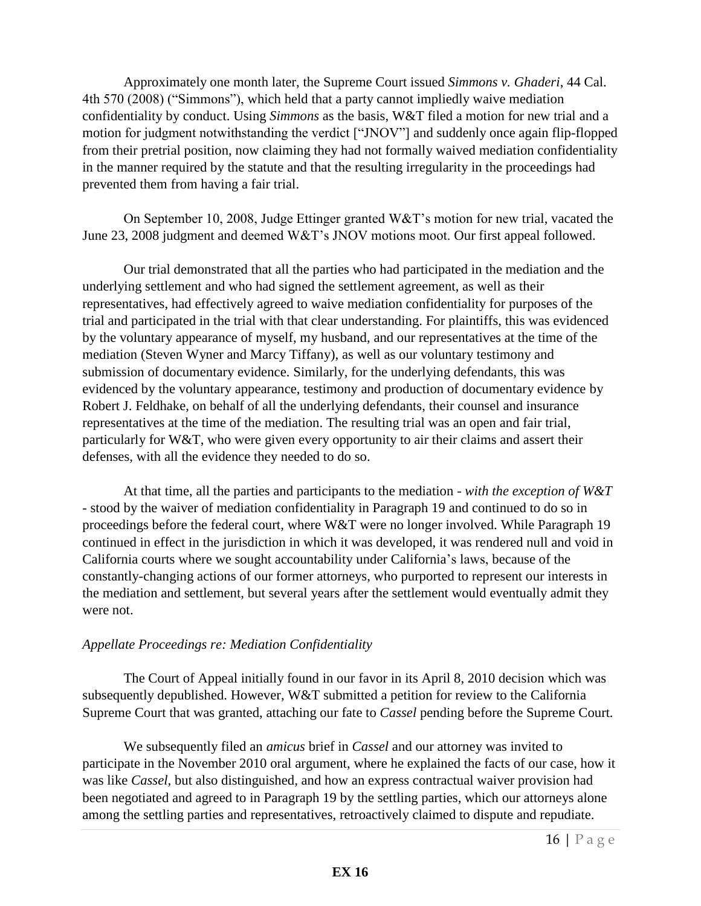Approximately one month later, the Supreme Court issued *Simmons v. Ghaderi*, 44 Cal. 4th 570 (2008) ("Simmons"), which held that a party cannot impliedly waive mediation confidentiality by conduct. Using *Simmons* as the basis, W&T filed a motion for new trial and a motion for judgment notwithstanding the verdict ["JNOV"] and suddenly once again flip-flopped from their pretrial position, now claiming they had not formally waived mediation confidentiality in the manner required by the statute and that the resulting irregularity in the proceedings had prevented them from having a fair trial.

On September 10, 2008, Judge Ettinger granted W&T's motion for new trial, vacated the June 23, 2008 judgment and deemed W&T's JNOV motions moot. Our first appeal followed.

Our trial demonstrated that all the parties who had participated in the mediation and the underlying settlement and who had signed the settlement agreement, as well as their representatives, had effectively agreed to waive mediation confidentiality for purposes of the trial and participated in the trial with that clear understanding. For plaintiffs, this was evidenced by the voluntary appearance of myself, my husband, and our representatives at the time of the mediation (Steven Wyner and Marcy Tiffany), as well as our voluntary testimony and submission of documentary evidence. Similarly, for the underlying defendants, this was evidenced by the voluntary appearance, testimony and production of documentary evidence by Robert J. Feldhake, on behalf of all the underlying defendants, their counsel and insurance representatives at the time of the mediation. The resulting trial was an open and fair trial, particularly for W&T, who were given every opportunity to air their claims and assert their defenses, with all the evidence they needed to do so.

At that time, all the parties and participants to the mediation - *with the exception of W&T* - stood by the waiver of mediation confidentiality in Paragraph 19 and continued to do so in proceedings before the federal court, where W&T were no longer involved. While Paragraph 19 continued in effect in the jurisdiction in which it was developed, it was rendered null and void in California courts where we sought accountability under California's laws, because of the constantly-changing actions of our former attorneys, who purported to represent our interests in the mediation and settlement, but several years after the settlement would eventually admit they were not.

*Appellate Proceedings re: Mediation Confidentiality*

The Court of Appeal initially found in our favor in its April 8, 2010 decision which was subsequently depublished. However, W&T submitted a petition for review to the California Supreme Court that was granted, attaching our fate to *Cassel* pending before the Supreme Court.

We subsequently filed an *amicus* brief in *Cassel* and our attorney was invited to participate in the November 2010 oral argument, where he explained the facts of our case, how it was like *Cassel*, but also distinguished, and how an express contractual waiver provision had been negotiated and agreed to in Paragraph 19 by the settling parties, which our attorneys alone among the settling parties and representatives, retroactively claimed to dispute and repudiate.

**EX 16**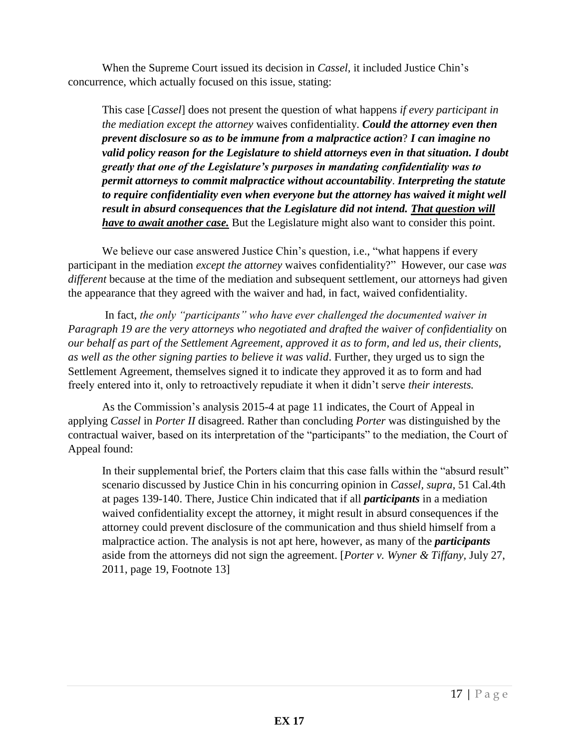When the Supreme Court issued its decision in *Cassel*, it included Justice Chin's concurrence, which actually focused on this issue, stating:

> This case [*Cassel*] does not present the question of what happens *if every participant in the mediation except the attorney* waives confidentiality. ***Could the attorney even then prevent disclosure so as to be immune from a malpractice action*****?** ***I can imagine no valid policy reason for the Legislature to shield attorneys even in that situation. I doubt greatly that one of the Legislature's purposes in mandating confidentiality was to permit attorneys to commit malpractice without accountability*****.** ***Interpreting the statute to require confidentiality even when everyone but the attorney has waived it might well result in absurd consequences that the Legislature did not intend.*** ***<u>That question will have to await another case.</u>*** But the Legislature might also want to consider this point.

We believe our case answered Justice Chin's question, i.e., "what happens if every participant in the mediation *except the attorney* waives confidentiality?" However, our case *was different* because at the time of the mediation and subsequent settlement, our attorneys had given the appearance that they agreed with the waiver and had, in fact, waived confidentiality.

In fact, *the only "participants" who have ever challenged the documented waiver in Paragraph 19 are the very attorneys who negotiated and drafted the waiver of confidentiality* on *our behalf as part of the Settlement Agreement, approved it as to form, and led us, their clients, as well as the other signing parties to believe it was valid*. Further, they urged us to sign the Settlement Agreement, themselves signed it to indicate they approved it as to form and had freely entered into it, only to retroactively repudiate it when it didn't serve *their interests.*

As the Commission's analysis 2015-4 at page 11 indicates, the Court of Appeal in applying *Cassel* in *Porter II* disagreed. Rather than concluding *Porter* was distinguished by the contractual waiver, based on its interpretation of the "participants" to the mediation, the Court of Appeal found:

> In their supplemental brief, the Porters claim that this case falls within the "absurd result" scenario discussed by Justice Chin in his concurring opinion in *Cassel*, *supra*, 51 Cal.4th at pages 139-140. There, Justice Chin indicated that if all ***participants*** in a mediation waived confidentiality except the attorney, it might result in absurd consequences if the attorney could prevent disclosure of the communication and thus shield himself from a malpractice action. The analysis is not apt here, however, as many of the ***participants*** aside from the attorneys did not sign the agreement. [*Porter v. Wyner & Tiffany,* July 27, 2011, page 19, Footnote 13]

**EX 17**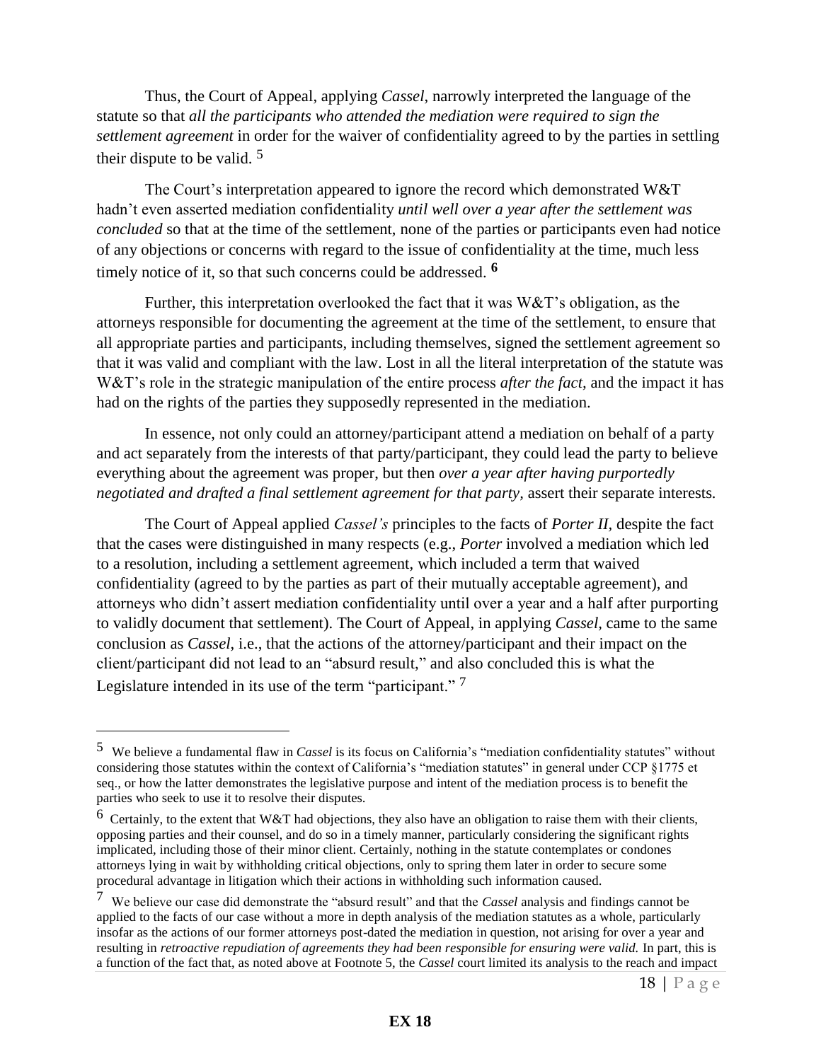Thus, the Court of Appeal, applying *Cassel*, narrowly interpreted the language of the statute so that *all the participants who attended the mediation were required to sign the settlement agreement* in order for the waiver of confidentiality agreed to by the parties in settling their dispute to be valid. [5]

The Court's interpretation appeared to ignore the record which demonstrated W&T hadn't even asserted mediation confidentiality *until well over a year after the settlement was concluded* so that at the time of the settlement, none of the parties or participants even had notice of any objections or concerns with regard to the issue of confidentiality at the time, much less timely notice of it, so that such concerns could be addressed. **[6]**

Further, this interpretation overlooked the fact that it was W&T's obligation, as the attorneys responsible for documenting the agreement at the time of the settlement, to ensure that all appropriate parties and participants, including themselves, signed the settlement agreement so that it was valid and compliant with the law. Lost in all the literal interpretation of the statute was W&T's role in the strategic manipulation of the entire process *after the fact*, and the impact it has had on the rights of the parties they supposedly represented in the mediation.

In essence, not only could an attorney/participant attend a mediation on behalf of a party and act separately from the interests of that party/participant, they could lead the party to believe everything about the agreement was proper, but then *over a year after having purportedly negotiated and drafted a final settlement agreement for that party,* assert their separate interests.

The Court of Appeal applied *Cassel's* principles to the facts of *Porter II,* despite the fact that the cases were distinguished in many respects (e.g., *Porter* involved a mediation which led to a resolution, including a settlement agreement, which included a term that waived confidentiality (agreed to by the parties as part of their mutually acceptable agreement), and attorneys who didn't assert mediation confidentiality until over a year and a half after purporting to validly document that settlement). The Court of Appeal, in applying *Cassel,* came to the same conclusion as *Cassel*, i.e., that the actions of the attorney/participant and their impact on the client/participant did not lead to an "absurd result," and also concluded this is what the Legislature intended in its use of the term "participant." [7]

---

[5] We believe a fundamental flaw in *Cassel* is its focus on California's "mediation confidentiality statutes" without considering those statutes within the context of California's "mediation statutes" in general under CCP §1775 et seq., or how the latter demonstrates the legislative purpose and intent of the mediation process is to benefit the parties who seek to use it to resolve their disputes.

[6] Certainly, to the extent that W&T had objections, they also have an obligation to raise them with their clients, opposing parties and their counsel, and do so in a timely manner, particularly considering the significant rights implicated, including those of their minor client. Certainly, nothing in the statute contemplates or condones attorneys lying in wait by withholding critical objections, only to spring them later in order to secure some procedural advantage in litigation which their actions in withholding such information caused.

[7] We believe our case did demonstrate the "absurd result" and that the *Cassel* analysis and findings cannot be applied to the facts of our case without a more in depth analysis of the mediation statutes as a whole, particularly insofar as the actions of our former attorneys post-dated the mediation in question, not arising for over a year and resulting in *retroactive repudiation of agreements they had been responsible for ensuring were valid.* In part, this is a function of the fact that, as noted above at Footnote 5, the *Cassel* court limited its analysis to the reach and impact

**EX 18**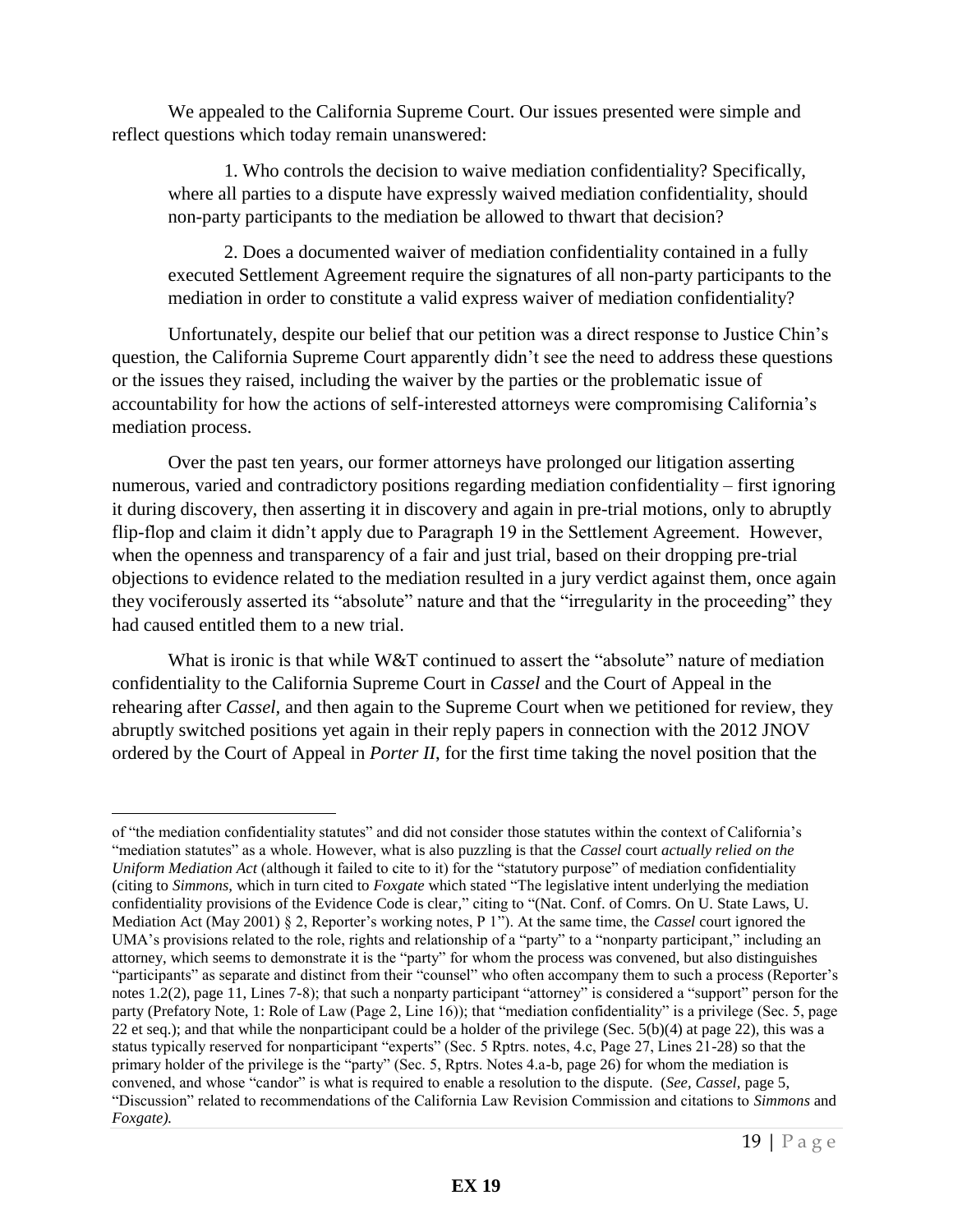We appealed to the California Supreme Court. Our issues presented were simple and reflect questions which today remain unanswered:

> 1. Who controls the decision to waive mediation confidentiality? Specifically, where all parties to a dispute have expressly waived mediation confidentiality, should non-party participants to the mediation be allowed to thwart that decision?
>
> 2. Does a documented waiver of mediation confidentiality contained in a fully executed Settlement Agreement require the signatures of all non-party participants to the mediation in order to constitute a valid express waiver of mediation confidentiality?

Unfortunately, despite our belief that our petition was a direct response to Justice Chin's question, the California Supreme Court apparently didn't see the need to address these questions or the issues they raised, including the waiver by the parties or the problematic issue of accountability for how the actions of self-interested attorneys were compromising California's mediation process.

Over the past ten years, our former attorneys have prolonged our litigation asserting numerous, varied and contradictory positions regarding mediation confidentiality – first ignoring it during discovery, then asserting it in discovery and again in pre-trial motions, only to abruptly flip-flop and claim it didn't apply due to Paragraph 19 in the Settlement Agreement. However, when the openness and transparency of a fair and just trial, based on their dropping pre-trial objections to evidence related to the mediation resulted in a jury verdict against them, once again they vociferously asserted its "absolute" nature and that the "irregularity in the proceeding" they had caused entitled them to a new trial.

What is ironic is that while W&T continued to assert the "absolute" nature of mediation confidentiality to the California Supreme Court in *Cassel* and the Court of Appeal in the rehearing after *Cassel,* and then again to the Supreme Court when we petitioned for review, they abruptly switched positions yet again in their reply papers in connection with the 2012 JNOV ordered by the Court of Appeal in *Porter II,* for the first time taking the novel position that the

---

of "the mediation confidentiality statutes" and did not consider those statutes within the context of California's "mediation statutes" as a whole. However, what is also puzzling is that the *Cassel* court *actually relied on the Uniform Mediation Act* (although it failed to cite to it) for the "statutory purpose" of mediation confidentiality (citing to *Simmons,* which in turn cited to *Foxgate* which stated "The legislative intent underlying the mediation confidentiality provisions of the Evidence Code is clear," citing to "(Nat. Conf. of Comrs. On U. State Laws, U. Mediation Act (May 2001) § 2, Reporter's working notes, P 1"). At the same time, the *Cassel* court ignored the UMA's provisions related to the role, rights and relationship of a "party" to a "nonparty participant," including an attorney, which seems to demonstrate it is the "party" for whom the process was convened, but also distinguishes "participants" as separate and distinct from their "counsel" who often accompany them to such a process (Reporter's notes 1.2(2), page 11, Lines 7-8); that such a nonparty participant "attorney" is considered a "support" person for the party (Prefatory Note, 1: Role of Law (Page 2, Line 16)); that "mediation confidentiality" is a privilege (Sec. 5, page 22 et seq.); and that while the nonparticipant could be a holder of the privilege (Sec. 5(b)(4) at page 22), this was a status typically reserved for nonparticipant "experts" (Sec. 5 Rptrs. notes, 4.c, Page 27, Lines 21-28) so that the primary holder of the privilege is the "party" (Sec. 5, Rptrs. Notes 4.a-b, page 26) for whom the mediation is convened, and whose "candor" is what is required to enable a resolution to the dispute. (*See, Cassel,* page 5, "Discussion" related to recommendations of the California Law Revision Commission and citations to *Simmons* and *Foxgate).*

**EX 19**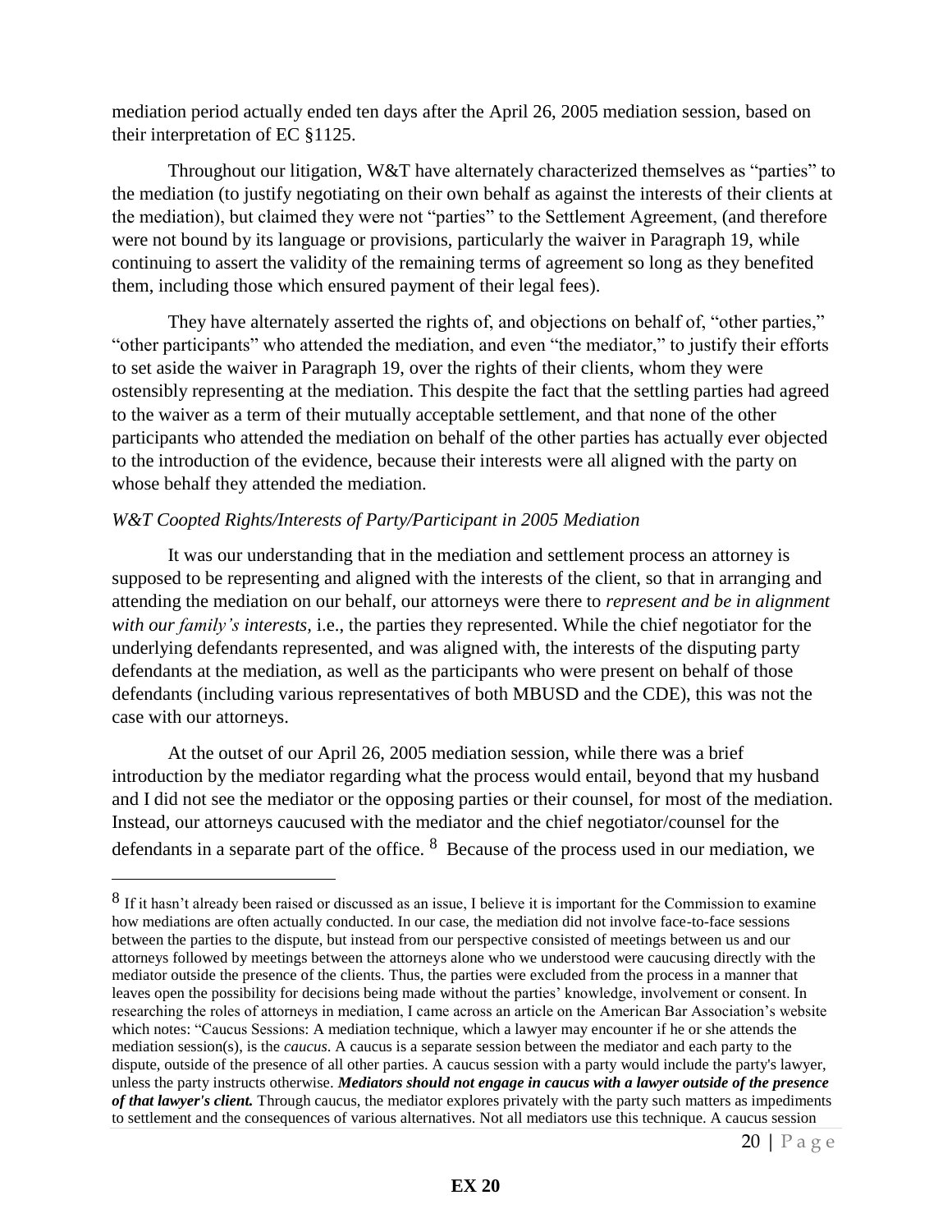mediation period actually ended ten days after the April 26, 2005 mediation session, based on their interpretation of EC §1125.

Throughout our litigation, W&T have alternately characterized themselves as "parties" to the mediation (to justify negotiating on their own behalf as against the interests of their clients at the mediation), but claimed they were not "parties" to the Settlement Agreement, (and therefore were not bound by its language or provisions, particularly the waiver in Paragraph 19, while continuing to assert the validity of the remaining terms of agreement so long as they benefited them, including those which ensured payment of their legal fees).

They have alternately asserted the rights of, and objections on behalf of, "other parties," "other participants" who attended the mediation, and even "the mediator," to justify their efforts to set aside the waiver in Paragraph 19, over the rights of their clients, whom they were ostensibly representing at the mediation. This despite the fact that the settling parties had agreed to the waiver as a term of their mutually acceptable settlement, and that none of the other participants who attended the mediation on behalf of the other parties has actually ever objected to the introduction of the evidence, because their interests were all aligned with the party on whose behalf they attended the mediation.

*W&T Coopted Rights/Interests of Party/Participant in 2005 Mediation*

It was our understanding that in the mediation and settlement process an attorney is supposed to be representing and aligned with the interests of the client, so that in arranging and attending the mediation on our behalf, our attorneys were there to *represent and be in alignment with our family's interests*, i.e., the parties they represented. While the chief negotiator for the underlying defendants represented, and was aligned with, the interests of the disputing party defendants at the mediation, as well as the participants who were present on behalf of those defendants (including various representatives of both MBUSD and the CDE), this was not the case with our attorneys.

At the outset of our April 26, 2005 mediation session, while there was a brief introduction by the mediator regarding what the process would entail, beyond that my husband and I did not see the mediator or the opposing parties or their counsel, for most of the mediation. Instead, our attorneys caucused with the mediator and the chief negotiator/counsel for the defendants in a separate part of the office. [8] Because of the process used in our mediation, we

---

[8] If it hasn't already been raised or discussed as an issue, I believe it is important for the Commission to examine how mediations are often actually conducted. In our case, the mediation did not involve face-to-face sessions between the parties to the dispute, but instead from our perspective consisted of meetings between us and our attorneys followed by meetings between the attorneys alone who we understood were caucusing directly with the mediator outside the presence of the clients. Thus, the parties were excluded from the process in a manner that leaves open the possibility for decisions being made without the parties' knowledge, involvement or consent. In researching the roles of attorneys in mediation, I came across an article on the American Bar Association's website which notes: "Caucus Sessions: A mediation technique, which a lawyer may encounter if he or she attends the mediation session(s), is the *caucus*. A caucus is a separate session between the mediator and each party to the dispute, outside of the presence of all other parties. A caucus session with a party would include the party's lawyer, unless the party instructs otherwise. ***Mediators should not engage in caucus with a lawyer outside of the presence of that lawyer's client.*** Through caucus, the mediator explores privately with the party such matters as impediments to settlement and the consequences of various alternatives. Not all mediators use this technique. A caucus session

**EX 20**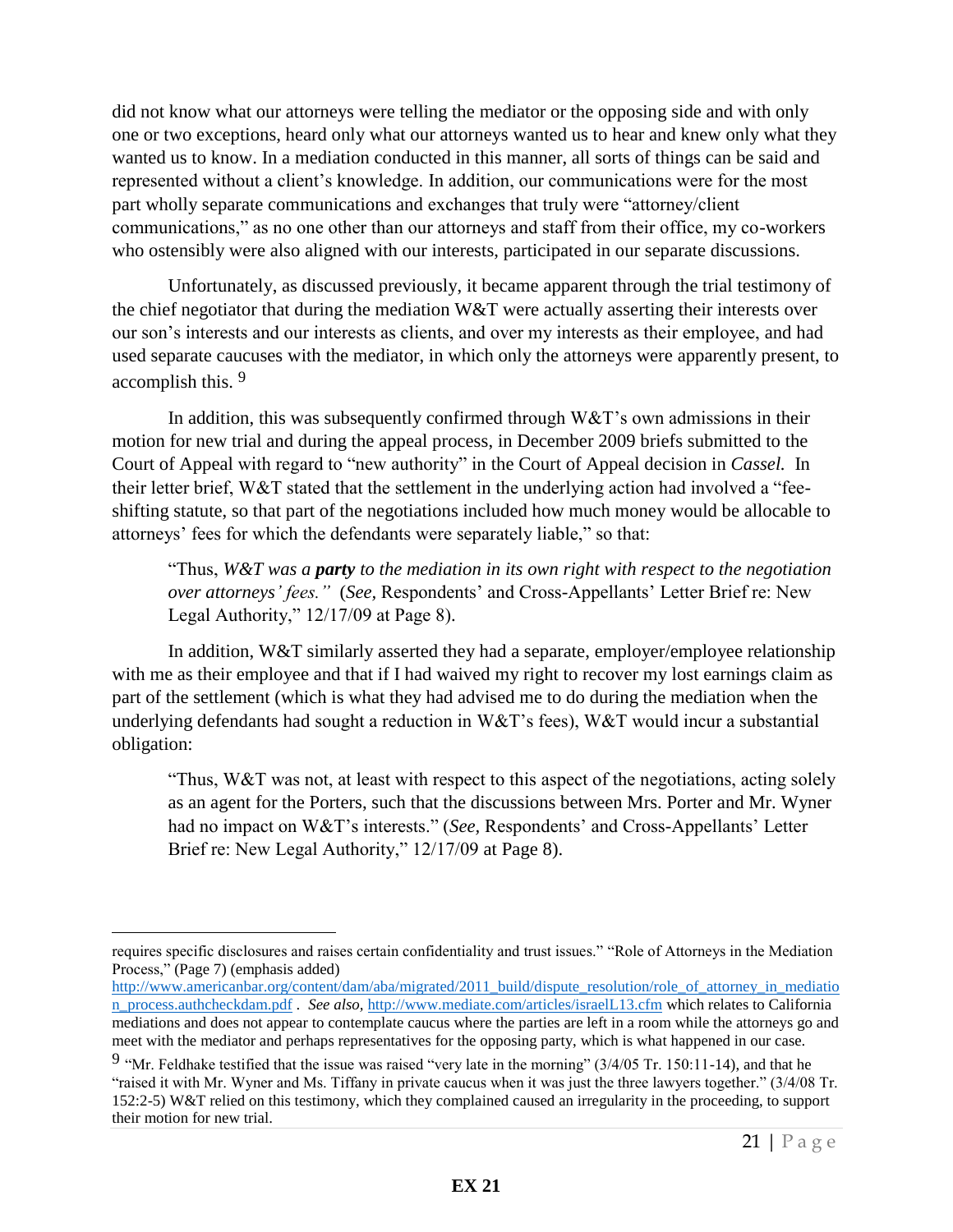did not know what our attorneys were telling the mediator or the opposing side and with only one or two exceptions, heard only what our attorneys wanted us to hear and knew only what they wanted us to know. In a mediation conducted in this manner, all sorts of things can be said and represented without a client's knowledge. In addition, our communications were for the most part wholly separate communications and exchanges that truly were "attorney/client communications," as no one other than our attorneys and staff from their office, my co-workers who ostensibly were also aligned with our interests, participated in our separate discussions.

Unfortunately, as discussed previously, it became apparent through the trial testimony of the chief negotiator that during the mediation W&T were actually asserting their interests over our son's interests and our interests as clients, and over my interests as their employee, and had used separate caucuses with the mediator, in which only the attorneys were apparently present, to accomplish this. [9]

In addition, this was subsequently confirmed through W&T's own admissions in their motion for new trial and during the appeal process, in December 2009 briefs submitted to the Court of Appeal with regard to "new authority" in the Court of Appeal decision in *Cassel.* In their letter brief, W&T stated that the settlement in the underlying action had involved a "fee-shifting statute, so that part of the negotiations included how much money would be allocable to attorneys' fees for which the defendants were separately liable," so that:

> "Thus, *W&T was a **party** to the mediation in its own right with respect to the negotiation over attorneys' fees."* (*See,* Respondents' and Cross-Appellants' Letter Brief re: New Legal Authority," 12/17/09 at Page 8).

In addition, W&T similarly asserted they had a separate, employer/employee relationship with me as their employee and that if I had waived my right to recover my lost earnings claim as part of the settlement (which is what they had advised me to do during the mediation when the underlying defendants had sought a reduction in W&T's fees), W&T would incur a substantial obligation:

> "Thus, W&T was not, at least with respect to this aspect of the negotiations, acting solely as an agent for the Porters, such that the discussions between Mrs. Porter and Mr. Wyner had no impact on W&T's interests." (*See,* Respondents' and Cross-Appellants' Letter Brief re: New Legal Authority," 12/09 at Page 8).

---

requires specific disclosures and raises certain confidentiality and trust issues." "Role of Attorneys in the Mediation Process," (Page 7) (emphasis added) http://www.americanbar.org/content/dam/aba/migrated/2011_build/dispute_resolution/role_of_attorney_in_mediation_process.authcheckdam.pdf . *See also,* http://www.mediate.com/articles/israelL13.cfm which relates to California mediations and does not appear to contemplate caucus where the parties are left in a room while the attorneys go and meet with the mediator and perhaps representatives for the opposing party, which is what happened in our case.

[9] "Mr. Feldhake testified that the issue was raised "very late in the morning" (3/4/05 Tr. 150:11-14), and that he "raised it with Mr. Wyner and Ms. Tiffany in private caucus when it was just the three lawyers together." (3/4/08 Tr. 152:2-5) W&T relied on this testimony, which they complained caused an irregularity in the proceeding, to support their motion for new trial.

**EX 21**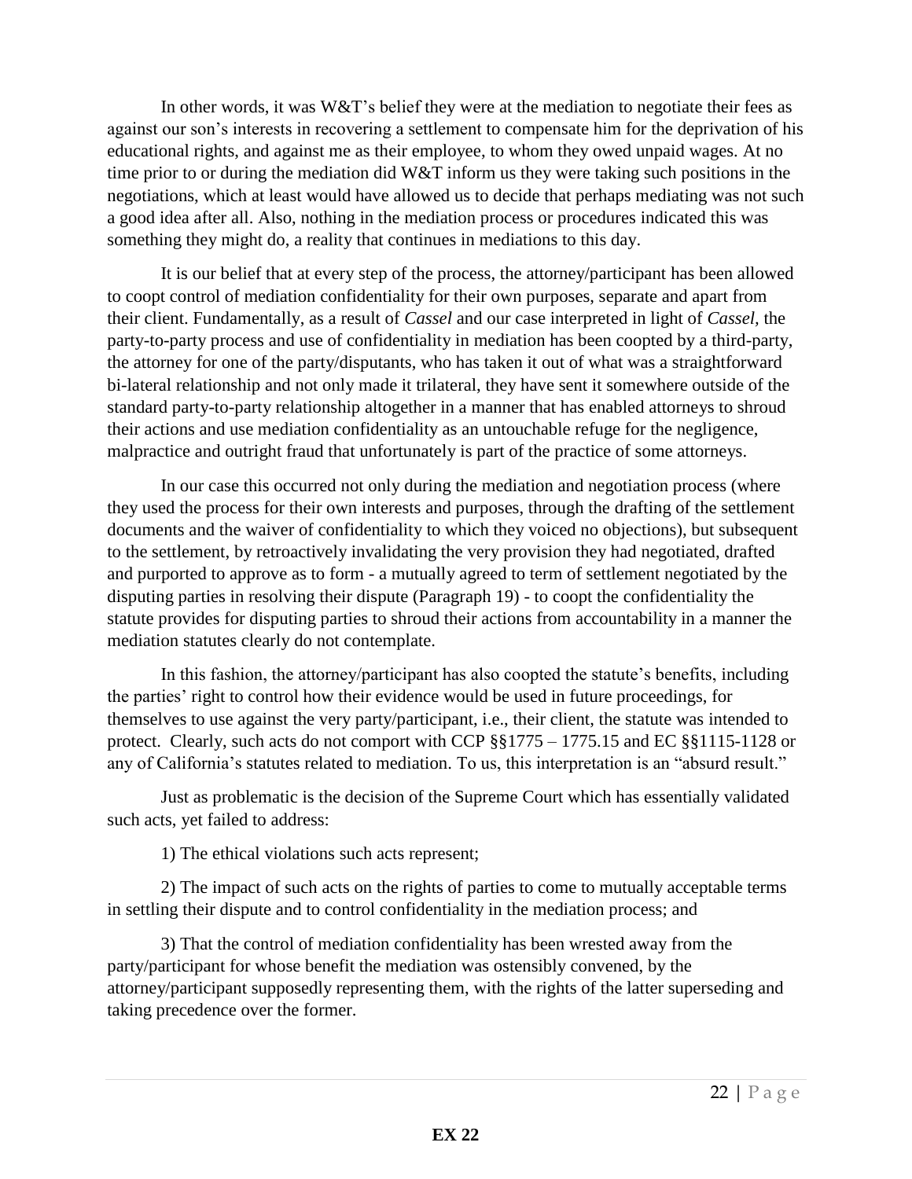In other words, it was W&T's belief they were at the mediation to negotiate their fees as against our son's interests in recovering a settlement to compensate him for the deprivation of his educational rights, and against me as their employee, to whom they owed unpaid wages. At no time prior to or during the mediation did W&T inform us they were taking such positions in the negotiations, which at least would have allowed us to decide that perhaps mediating was not such a good idea after all. Also, nothing in the mediation process or procedures indicated this was something they might do, a reality that continues in mediations to this day.

It is our belief that at every step of the process, the attorney/participant has been allowed to coopt control of mediation confidentiality for their own purposes, separate and apart from their client. Fundamentally, as a result of *Cassel* and our case interpreted in light of *Cassel*, the party-to-party process and use of confidentiality in mediation has been coopted by a third-party, the attorney for one of the party/disputants, who has taken it out of what was a straightforward bi-lateral relationship and not only made it trilateral, they have sent it somewhere outside of the standard party-to-party relationship altogether in a manner that has enabled attorneys to shroud their actions and use mediation confidentiality as an untouchable refuge for the negligence, malpractice and outright fraud that unfortunately is part of the practice of some attorneys.

In our case this occurred not only during the mediation and negotiation process (where they used the process for their own interests and purposes, through the drafting of the settlement documents and the waiver of confidentiality to which they voiced no objections), but subsequent to the settlement, by retroactively invalidating the very provision they had negotiated, drafted and purported to approve as to form - a mutually agreed to term of settlement negotiated by the disputing parties in resolving their dispute (Paragraph 19) - to coopt the confidentiality the statute provides for disputing parties to shroud their actions from accountability in a manner the mediation statutes clearly do not contemplate.

In this fashion, the attorney/participant has also coopted the statute's benefits, including the parties' right to control how their evidence would be used in future proceedings, for themselves to use against the very party/participant, i.e., their client, the statute was intended to protect. Clearly, such acts do not comport with CCP §§1775 – 1775.15 and EC §§1115-1128 or any of California's statutes related to mediation. To us, this interpretation is an "absurd result."

Just as problematic is the decision of the Supreme Court which has essentially validated such acts, yet failed to address:

1) The ethical violations such acts represent;

2) The impact of such acts on the rights of parties to come to mutually acceptable terms in settling their dispute and to control confidentiality in the mediation process; and

3) That the control of mediation confidentiality has been wrested away from the party/participant for whose benefit the mediation was ostensibly convened, by the attorney/participant supposedly representing them, with the rights of the latter superseding and taking precedence over the former.

**EX 22**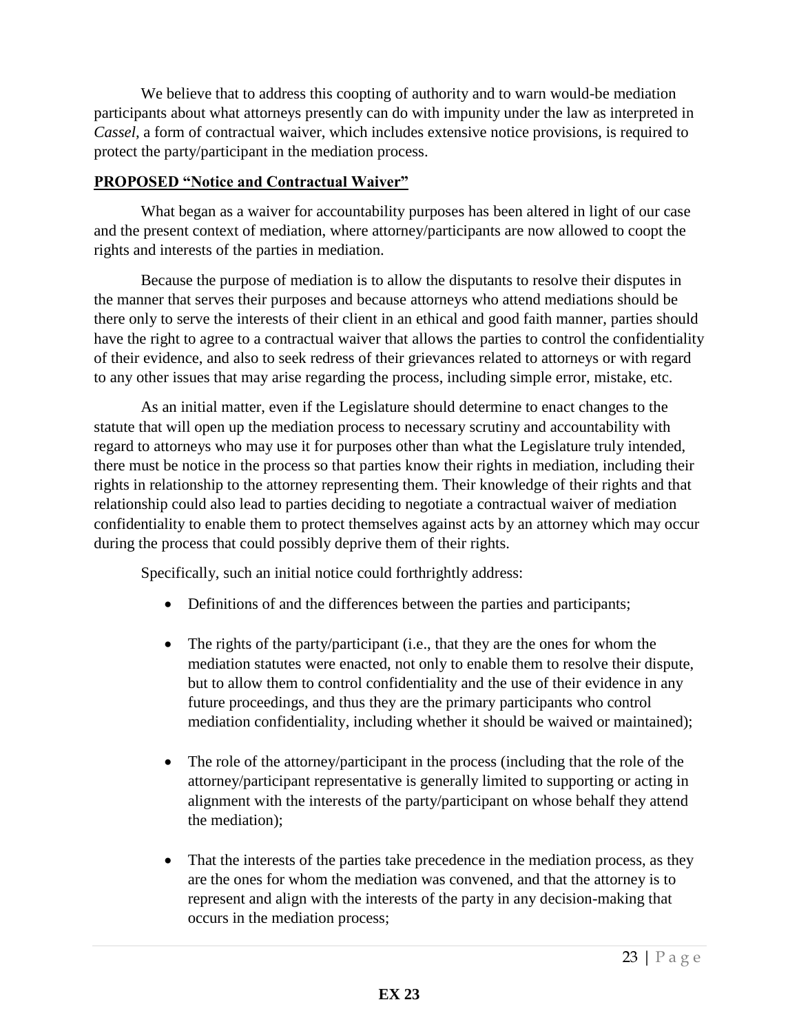We believe that to address this coopting of authority and to warn would-be mediation participants about what attorneys presently can do with impunity under the law as interpreted in *Cassel,* a form of contractual waiver, which includes extensive notice provisions, is required to protect the party/participant in the mediation process.

**PROPOSED "Notice and Contractual Waiver"**

What began as a waiver for accountability purposes has been altered in light of our case and the present context of mediation, where attorney/participants are now allowed to coopt the rights and interests of the parties in mediation.

Because the purpose of mediation is to allow the disputants to resolve their disputes in the manner that serves their purposes and because attorneys who attend mediations should be there only to serve the interests of their client in an ethical and good faith manner, parties should have the right to agree to a contractual waiver that allows the parties to control the confidentiality of their evidence, and also to seek redress of their grievances related to attorneys or with regard to any other issues that may arise regarding the process, including simple error, mistake, etc.

As an initial matter, even if the Legislature should determine to enact changes to the statute that will open up the mediation process to necessary scrutiny and accountability with regard to attorneys who may use it for purposes other than what the Legislature truly intended, there must be notice in the process so that parties know their rights in mediation, including their rights in relationship to the attorney representing them. Their knowledge of their rights and that relationship could also lead to parties deciding to negotiate a contractual waiver of mediation confidentiality to enable them to protect themselves against acts by an attorney which may occur during the process that could possibly deprive them of their rights.

Specifically, such an initial notice could forthrightly address:

- Definitions of and the differences between the parties and participants;

- The rights of the party/participant (i.e., that they are the ones for whom the mediation statutes were enacted, not only to enable them to resolve their dispute, but to allow them to control confidentiality and the use of their evidence in any future proceedings, and thus they are the primary participants who control mediation confidentiality, including whether it should be waived or maintained);

- The role of the attorney/participant in the process (including that the role of the attorney/participant representative is generally limited to supporting or acting in alignment with the interests of the party/participant on whose behalf they attend the mediation);

- That the interests of the parties take precedence in the mediation process, as they are the ones for whom the mediation was convened, and that the attorney is to represent and align with the interests of the party in any decision-making that occurs in the mediation process;

**EX 23**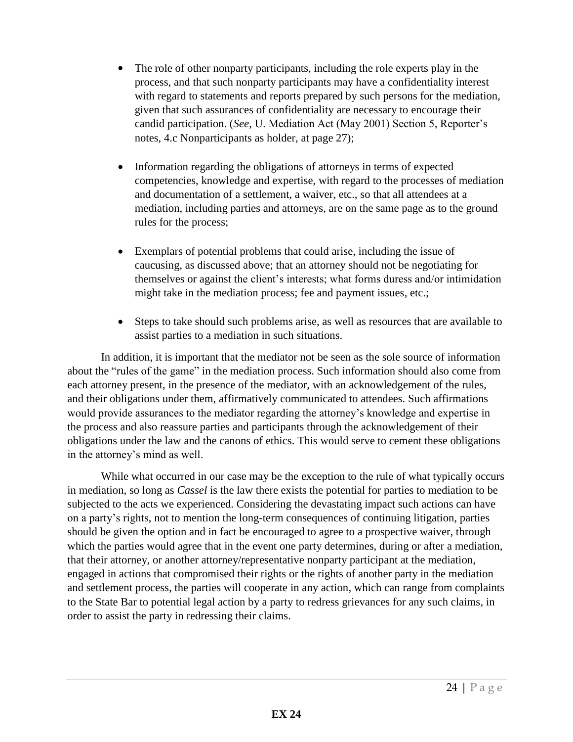- The role of other nonparty participants, including the role experts play in the process, and that such nonparty participants may have a confidentiality interest with regard to statements and reports prepared by such persons for the mediation, given that such assurances of confidentiality are necessary to encourage their candid participation. (*See,* U. Mediation Act (May 2001) Section 5, Reporter's notes, 4.c Nonparticipants as holder, at page 27);

- Information regarding the obligations of attorneys in terms of expected competencies, knowledge and expertise, with regard to the processes of mediation and documentation of a settlement, a waiver, etc., so that all attendees at a mediation, including parties and attorneys, are on the same page as to the ground rules for the process;

- Exemplars of potential problems that could arise, including the issue of caucusing, as discussed above; that an attorney should not be negotiating for themselves or against the client's interests; what forms duress and/or intimidation might take in the mediation process; fee and payment issues, etc.;

- Steps to take should such problems arise, as well as resources that are available to assist parties to a mediation in such situations.

In addition, it is important that the mediator not be seen as the sole source of information about the "rules of the game" in the mediation process. Such information should also come from each attorney present, in the presence of the mediator, with an acknowledgement of the rules, and their obligations under them, affirmatively communicated to attendees. Such affirmations would provide assurances to the mediator regarding the attorney's knowledge and expertise in the process and also reassure parties and participants through the acknowledgement of their obligations under the law and the canons of ethics. This would serve to cement these obligations in the attorney's mind as well.

While what occurred in our case may be the exception to the rule of what typically occurs in mediation, so long as *Cassel* is the law there exists the potential for parties to mediation to be subjected to the acts we experienced. Considering the devastating impact such actions can have on a party's rights, not to mention the long-term consequences of continuing litigation, parties should be given the option and in fact be encouraged to agree to a prospective waiver, through which the parties would agree that in the event one party determines, during or after a mediation, that their attorney, or another attorney/representative nonparty participant at the mediation, engaged in actions that compromised their rights or the rights of another party in the mediation and settlement process, the parties will cooperate in any action, which can range from complaints to the State Bar to potential legal action by a party to redress grievances for any such claims, in order to assist the party in redressing their claims.

**EX 24**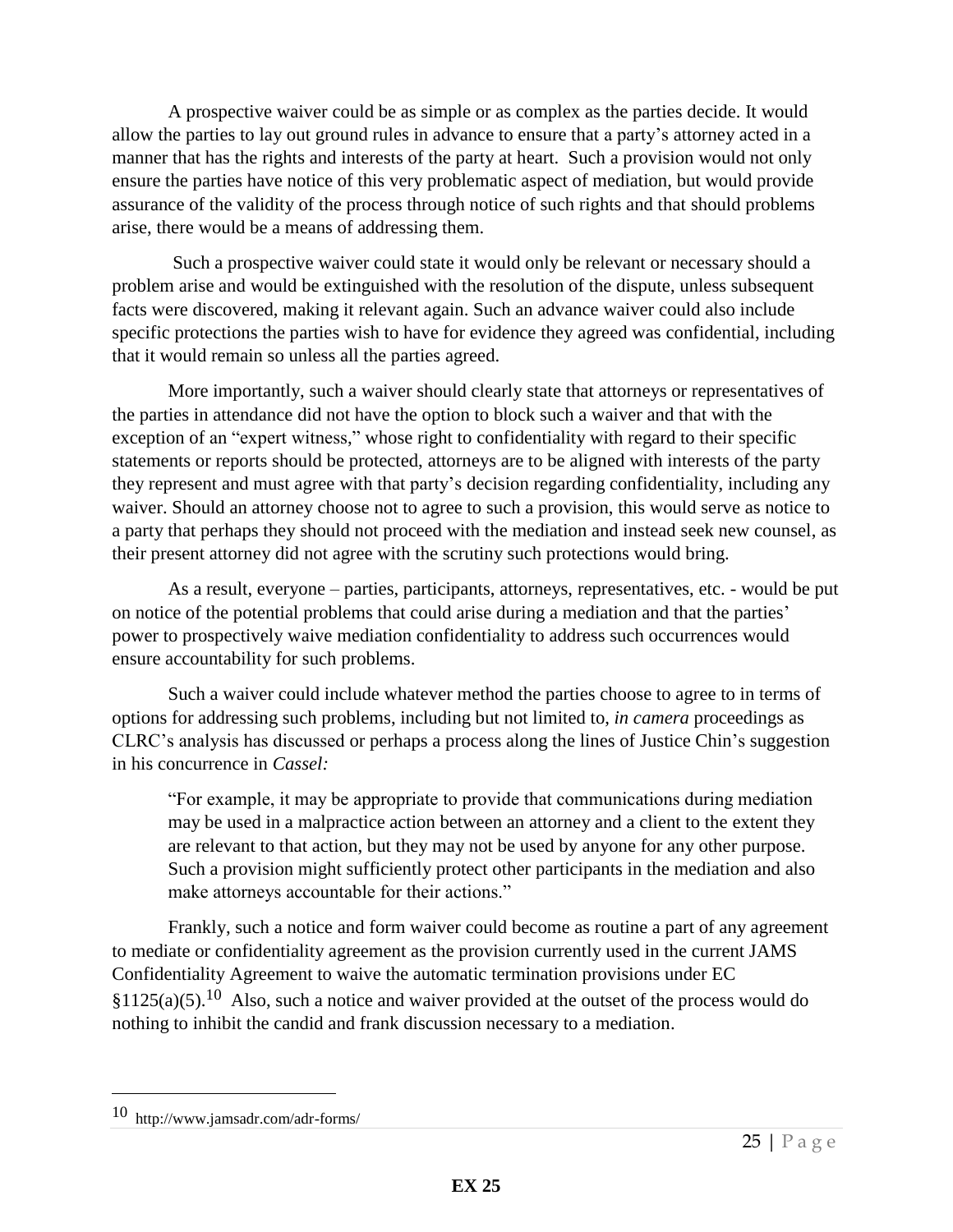A prospective waiver could be as simple or as complex as the parties decide. It would allow the parties to lay out ground rules in advance to ensure that a party's attorney acted in a manner that has the rights and interests of the party at heart. Such a provision would not only ensure the parties have notice of this very problematic aspect of mediation, but would provide assurance of the validity of the process through notice of such rights and that should problems arise, there would be a means of addressing them.

Such a prospective waiver could state it would only be relevant or necessary should a problem arise and would be extinguished with the resolution of the dispute, unless subsequent facts were discovered, making it relevant again. Such an advance waiver could also include specific protections the parties wish to have for evidence they agreed was confidential, including that it would remain so unless all the parties agreed.

More importantly, such a waiver should clearly state that attorneys or representatives of the parties in attendance did not have the option to block such a waiver and that with the exception of an "expert witness," whose right to confidentiality with regard to their specific statements or reports should be protected, attorneys are to be aligned with interests of the party they represent and must agree with that party's decision regarding confidentiality, including any waiver. Should an attorney choose not to agree to such a provision, this would serve as notice to a party that perhaps they should not proceed with the mediation and instead seek new counsel, as their present attorney did not agree with the scrutiny such protections would bring.

As a result, everyone – parties, participants, attorneys, representatives, etc. - would be put on notice of the potential problems that could arise during a mediation and that the parties' power to prospectively waive mediation confidentiality to address such occurrences would ensure accountability for such problems.

Such a waiver could include whatever method the parties choose to agree to in terms of options for addressing such problems, including but not limited to, *in camera* proceedings as CLRC's analysis has discussed or perhaps a process along the lines of Justice Chin's suggestion in his concurrence in *Cassel:*

> "For example, it may be appropriate to provide that communications during mediation may be used in a malpractice action between an attorney and a client to the extent they are relevant to that action, but they may not be used by anyone for any other purpose. Such a provision might sufficiently protect other participants in the mediation and also make attorneys accountable for their actions."

Frankly, such a notice and form waiver could become as routine a part of any agreement to mediate or confidentiality agreement as the provision currently used in the current JAMS Confidentiality Agreement to waive the automatic termination provisions under EC §1125(a)(5).[10] Also, such a notice and waiver provided at the outset of the process would do nothing to inhibit the candid and frank discussion necessary to a mediation.

---

[10] http://www.jamsadr.com/adr-forms/

**EX 25**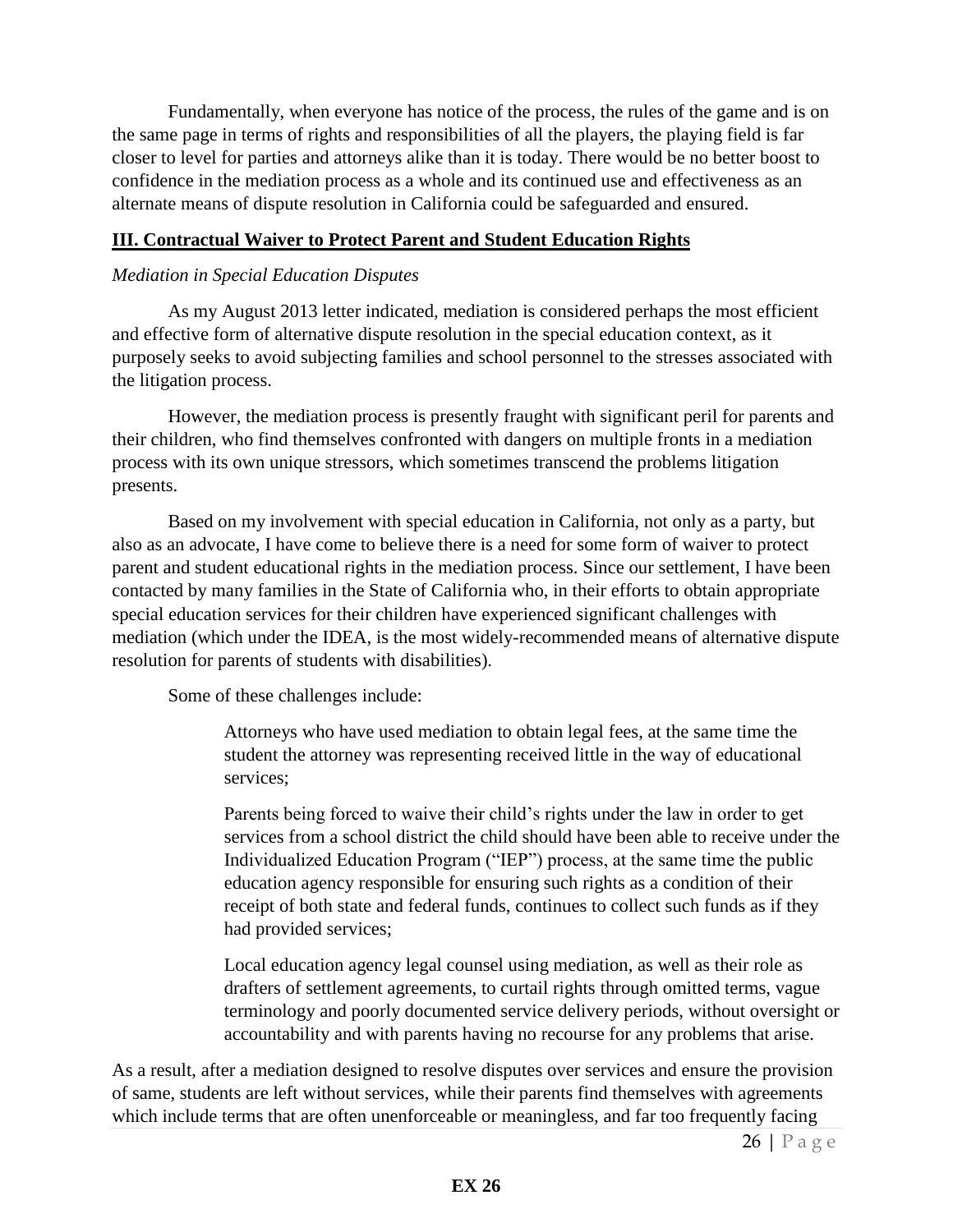Fundamentally, when everyone has notice of the process, the rules of the game and is on the same page in terms of rights and responsibilities of all the players, the playing field is far closer to level for parties and attorneys alike than it is today. There would be no better boost to confidence in the mediation process as a whole and its continued use and effectiveness as an alternate means of dispute resolution in California could be safeguarded and ensured.

## III. Contractual Waiver to Protect Parent and Student Education Rights

*Mediation in Special Education Disputes*

As my August 2013 letter indicated, mediation is considered perhaps the most efficient and effective form of alternative dispute resolution in the special education context, as it purposely seeks to avoid subjecting families and school personnel to the stresses associated with the litigation process.

However, the mediation process is presently fraught with significant peril for parents and their children, who find themselves confronted with dangers on multiple fronts in a mediation process with its own unique stressors, which sometimes transcend the problems litigation presents.

Based on my involvement with special education in California, not only as a party, but also as an advocate, I have come to believe there is a need for some form of waiver to protect parent and student educational rights in the mediation process. Since our settlement, I have been contacted by many families in the State of California who, in their efforts to obtain appropriate special education services for their children have experienced significant challenges with mediation (which under the IDEA, is the most widely-recommended means of alternative dispute resolution for parents of students with disabilities).

Some of these challenges include:

> Attorneys who have used mediation to obtain legal fees, at the same time the student the attorney was representing received little in the way of educational services;
>
> Parents being forced to waive their child's rights under the law in order to get services from a school district the child should have been able to receive under the Individualized Education Program ("IEP") process, at the same time the public education agency responsible for ensuring such rights as a condition of their receipt of both state and federal funds, continues to collect such funds as if they had provided services;
>
> Local education agency legal counsel using mediation, as well as their role as drafters of settlement agreements, to curtail rights through omitted terms, vague terminology and poorly documented service delivery periods, without oversight or accountability and with parents having no recourse for any problems that arise.

As a result, after a mediation designed to resolve disputes over services and ensure the provision of same, students are left without services, while their parents find themselves with agreements which include terms that are often unenforceable or meaningless, and far too frequently facing

**EX 26**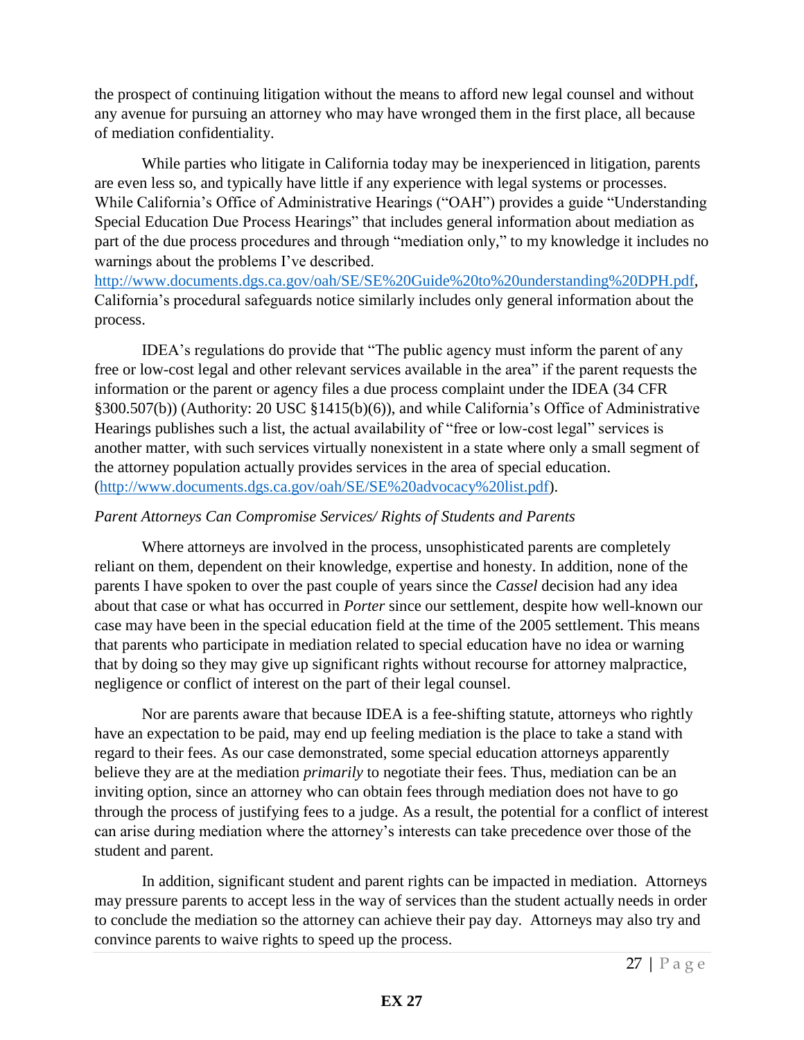the prospect of continuing litigation without the means to afford new legal counsel and without any avenue for pursuing an attorney who may have wronged them in the first place, all because of mediation confidentiality.

While parties who litigate in California today may be inexperienced in litigation, parents are even less so, and typically have little if any experience with legal systems or processes. While California's Office of Administrative Hearings ("OAH") provides a guide "Understanding Special Education Due Process Hearings" that includes general information about mediation as part of the due process procedures and through "mediation only," to my knowledge it includes no warnings about the problems I've described. [http://www.documents.dgs.ca.gov/oah/SE/SE%20Guide%20to%20understanding%20DPH.pdf](http://www.documents.dgs.ca.gov/oah/SE/SE%20Guide%20to%20understanding%20DPH.pdf), California's procedural safeguards notice similarly includes only general information about the process.

IDEA's regulations do provide that "The public agency must inform the parent of any free or low-cost legal and other relevant services available in the area" if the parent requests the information or the parent or agency files a due process complaint under the IDEA (34 CFR §300.507(b)) (Authority: 20 USC §1415(b)(6)), and while California's Office of Administrative Hearings publishes such a list, the actual availability of "free or low-cost legal" services is another matter, with such services virtually nonexistent in a state where only a small segment of the attorney population actually provides services in the area of special education. ([http://www.documents.dgs.ca.gov/oah/SE/SE%20advocacy%20list.pdf](http://www.documents.dgs.ca.gov/oah/SE/SE%20advocacy%20list.pdf)).

*Parent Attorneys Can Compromise Services/ Rights of Students and Parents*

Where attorneys are involved in the process, unsophisticated parents are completely reliant on them, dependent on their knowledge, expertise and honesty. In addition, none of the parents I have spoken to over the past couple of years since the *Cassel* decision had any idea about that case or what has occurred in *Porter* since our settlement, despite how well-known our case may have been in the special education field at the time of the 2005 settlement. This means that parents who participate in mediation related to special education have no idea or warning that by doing so they may give up significant rights without recourse for attorney malpractice, negligence or conflict of interest on the part of their legal counsel.

Nor are parents aware that because IDEA is a fee-shifting statute, attorneys who rightly have an expectation to be paid, may end up feeling mediation is the place to take a stand with regard to their fees. As our case demonstrated, some special education attorneys apparently believe they are at the mediation *primarily* to negotiate their fees. Thus, mediation can be an inviting option, since an attorney who can obtain fees through mediation does not have to go through the process of justifying fees to a judge. As a result, the potential for a conflict of interest can arise during mediation where the attorney's interests can take precedence over those of the student and parent.

In addition, significant student and parent rights can be impacted in mediation. Attorneys may pressure parents to accept less in the way of services than the student actually needs in order to conclude the mediation so the attorney can achieve their pay day. Attorneys may also try and convince parents to waive rights to speed up the process.

**EX 27**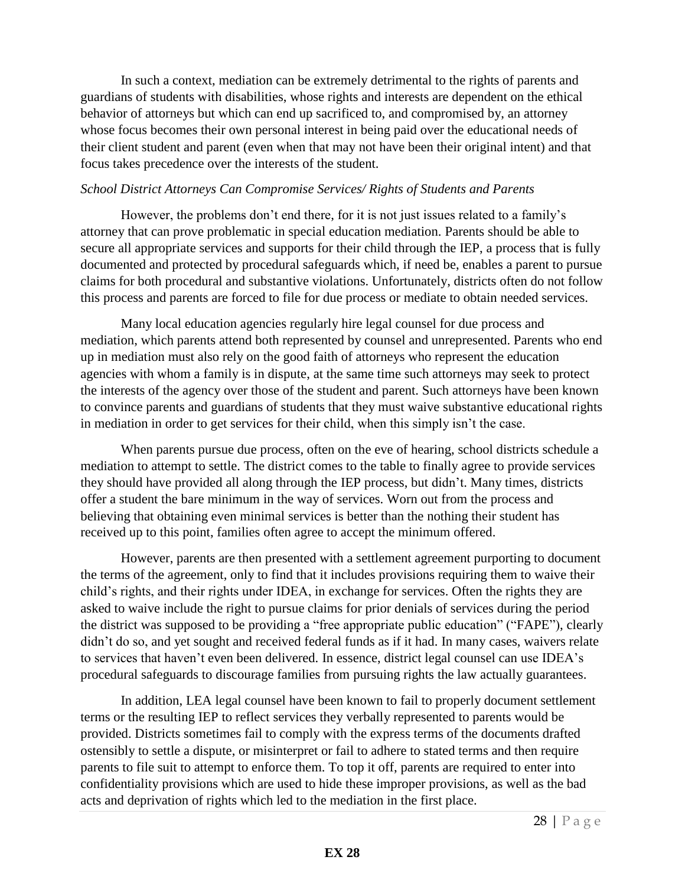In such a context, mediation can be extremely detrimental to the rights of parents and guardians of students with disabilities, whose rights and interests are dependent on the ethical behavior of attorneys but which can end up sacrificed to, and compromised by, an attorney whose focus becomes their own personal interest in being paid over the educational needs of their client student and parent (even when that may not have been their original intent) and that focus takes precedence over the interests of the student.

*School District Attorneys Can Compromise Services/ Rights of Students and Parents*

However, the problems don't end there, for it is not just issues related to a family's attorney that can prove problematic in special education mediation. Parents should be able to secure all appropriate services and supports for their child through the IEP, a process that is fully documented and protected by procedural safeguards which, if need be, enables a parent to pursue claims for both procedural and substantive violations. Unfortunately, districts often do not follow this process and parents are forced to file for due process or mediate to obtain needed services.

Many local education agencies regularly hire legal counsel for due process and mediation, which parents attend both represented by counsel and unrepresented. Parents who end up in mediation must also rely on the good faith of attorneys who represent the education agencies with whom a family is in dispute, at the same time such attorneys may seek to protect the interests of the agency over those of the student and parent. Such attorneys have been known to convince parents and guardians of students that they must waive substantive educational rights in mediation in order to get services for their child, when this simply isn't the case.

When parents pursue due process, often on the eve of hearing, school districts schedule a mediation to attempt to settle. The district comes to the table to finally agree to provide services they should have provided all along through the IEP process, but didn't. Many times, districts offer a student the bare minimum in the way of services. Worn out from the process and believing that obtaining even minimal services is better than the nothing their student has received up to this point, families often agree to accept the minimum offered.

However, parents are then presented with a settlement agreement purporting to document the terms of the agreement, only to find that it includes provisions requiring them to waive their child's rights, and their rights under IDEA, in exchange for services. Often the rights they are asked to waive include the right to pursue claims for prior denials of services during the period the district was supposed to be providing a "free appropriate public education" ("FAPE"), clearly didn't do so, and yet sought and received federal funds as if it had. In many cases, waivers relate to services that haven't even been delivered. In essence, district legal counsel can use IDEA's procedural safeguards to discourage families from pursuing rights the law actually guarantees.

In addition, LEA legal counsel have been known to fail to properly document settlement terms or the resulting IEP to reflect services they verbally represented to parents would be provided. Districts sometimes fail to comply with the express terms of the documents drafted ostensibly to settle a dispute, or misinterpret or fail to adhere to stated terms and then require parents to file suit to attempt to enforce them. To top it off, parents are required to enter into confidentiality provisions which are used to hide these improper provisions, as well as the bad acts and deprivation of rights which led to the mediation in the first place.

**EX 28**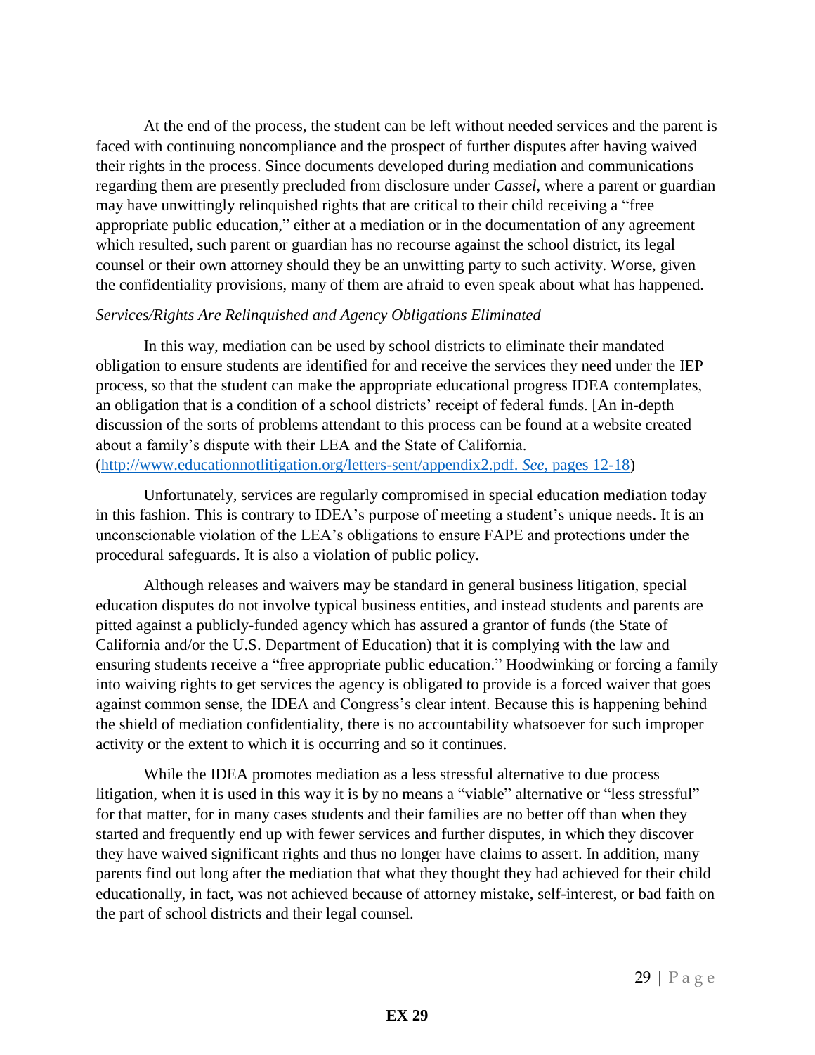At the end of the process, the student can be left without needed services and the parent is faced with continuing noncompliance and the prospect of further disputes after having waived their rights in the process. Since documents developed during mediation and communications regarding them are presently precluded from disclosure under *Cassel*, where a parent or guardian may have unwittingly relinquished rights that are critical to their child receiving a "free appropriate public education," either at a mediation or in the documentation of any agreement which resulted, such parent or guardian has no recourse against the school district, its legal counsel or their own attorney should they be an unwitting party to such activity. Worse, given the confidentiality provisions, many of them are afraid to even speak about what has happened.

*Services/Rights Are Relinquished and Agency Obligations Eliminated*

In this way, mediation can be used by school districts to eliminate their mandated obligation to ensure students are identified for and receive the services they need under the IEP process, so that the student can make the appropriate educational progress IDEA contemplates, an obligation that is a condition of a school districts' receipt of federal funds. [An in-depth discussion of the sorts of problems attendant to this process can be found at a website created about a family's dispute with their LEA and the State of California. (http://www.educationnotlitigation.org/letters-sent/appendix2.pdf. *See*, pages 12-18)

Unfortunately, services are regularly compromised in special education mediation today in this fashion. This is contrary to IDEA's purpose of meeting a student's unique needs. It is an unconscionable violation of the LEA's obligations to ensure FAPE and protections under the procedural safeguards. It is also a violation of public policy.

Although releases and waivers may be standard in general business litigation, special education disputes do not involve typical business entities, and instead students and parents are pitted against a publicly-funded agency which has assured a grantor of funds (the State of California and/or the U.S. Department of Education) that it is complying with the law and ensuring students receive a "free appropriate public education." Hoodwinking or forcing a family into waiving rights to get services the agency is obligated to provide is a forced waiver that goes against common sense, the IDEA and Congress's clear intent. Because this is happening behind the shield of mediation confidentiality, there is no accountability whatsoever for such improper activity or the extent to which it is occurring and so it continues.

While the IDEA promotes mediation as a less stressful alternative to due process litigation, when it is used in this way it is by no means a "viable" alternative or "less stressful" for that matter, for in many cases students and their families are no better off than when they started and frequently end up with fewer services and further disputes, in which they discover they have waived significant rights and thus no longer have claims to assert. In addition, many parents find out long after the mediation that what they thought they had achieved for their child educationally, in fact, was not achieved because of attorney mistake, self-interest, or bad faith on the part of school districts and their legal counsel.

**EX 29**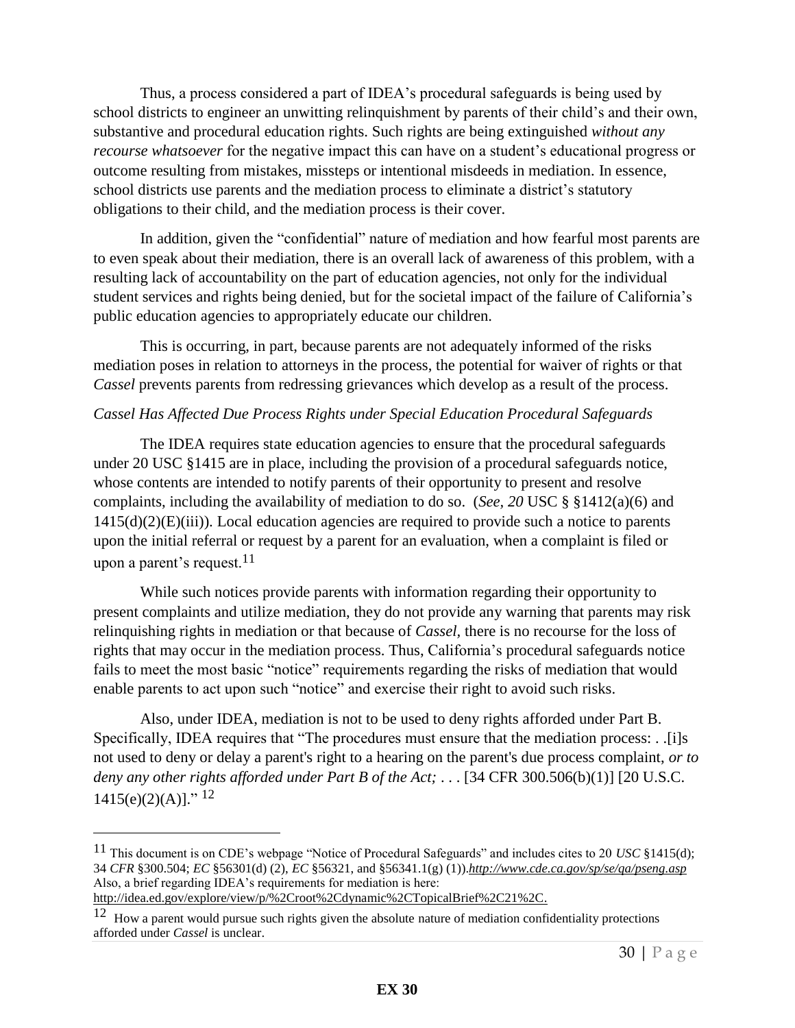Thus, a process considered a part of IDEA's procedural safeguards is being used by school districts to engineer an unwitting relinquishment by parents of their child's and their own, substantive and procedural education rights. Such rights are being extinguished *without any recourse whatsoever* for the negative impact this can have on a student's educational progress or outcome resulting from mistakes, missteps or intentional misdeeds in mediation. In essence, school districts use parents and the mediation process to eliminate a district's statutory obligations to their child, and the mediation process is their cover.

In addition, given the "confidential" nature of mediation and how fearful most parents are to even speak about their mediation, there is an overall lack of awareness of this problem, with a resulting lack of accountability on the part of education agencies, not only for the individual student services and rights being denied, but for the societal impact of the failure of California's public education agencies to appropriately educate our children.

This is occurring, in part, because parents are not adequately informed of the risks mediation poses in relation to attorneys in the process, the potential for waiver of rights or that *Cassel* prevents parents from redressing grievances which develop as a result of the process.

*Cassel Has Affected Due Process Rights under Special Education Procedural Safeguards*

The IDEA requires state education agencies to ensure that the procedural safeguards under 20 USC §1415 are in place, including the provision of a procedural safeguards notice, whose contents are intended to notify parents of their opportunity to present and resolve complaints, including the availability of mediation to do so. (*See, 20* USC § §1412(a)(6) and 1415(d)(2)(E)(iii)). Local education agencies are required to provide such a notice to parents upon the initial referral or request by a parent for an evaluation, when a complaint is filed or upon a parent's request.[11]

While such notices provide parents with information regarding their opportunity to present complaints and utilize mediation, they do not provide any warning that parents may risk relinquishing rights in mediation or that because of *Cassel,* there is no recourse for the loss of rights that may occur in the mediation process. Thus, California's procedural safeguards notice fails to meet the most basic "notice" requirements regarding the risks of mediation that would enable parents to act upon such "notice" and exercise their right to avoid such risks.

Also, under IDEA, mediation is not to be used to deny rights afforded under Part B. Specifically, IDEA requires that "The procedures must ensure that the mediation process: . .[i]s not used to deny or delay a parent's right to a hearing on the parent's due process complaint, *or to deny any other rights afforded under Part B of the Act;* . . . [34 CFR 300.506(b)(1)] [20 U.S.C. 1415(e)(2)(A)]." [12]

---

[11] This document is on CDE's webpage "Notice of Procedural Safeguards" and includes cites to 20 *USC* §1415(d); 34 *CFR* §300.504; *EC* §56301(d) (2), *EC* §56321, and §56341.1(g) (1)).*http://www.cde.ca.gov/sp/se/qa/pseng.asp* Also, a brief regarding IDEA's requirements for mediation is here: http://idea.ed.gov/explore/view/p/%2Croot%2Cdynamic%2CTopicalBrief%2C21%2C.

[12] How a parent would pursue such rights given the absolute nature of mediation confidentiality protections afforded under *Cassel* is unclear.

**EX 30**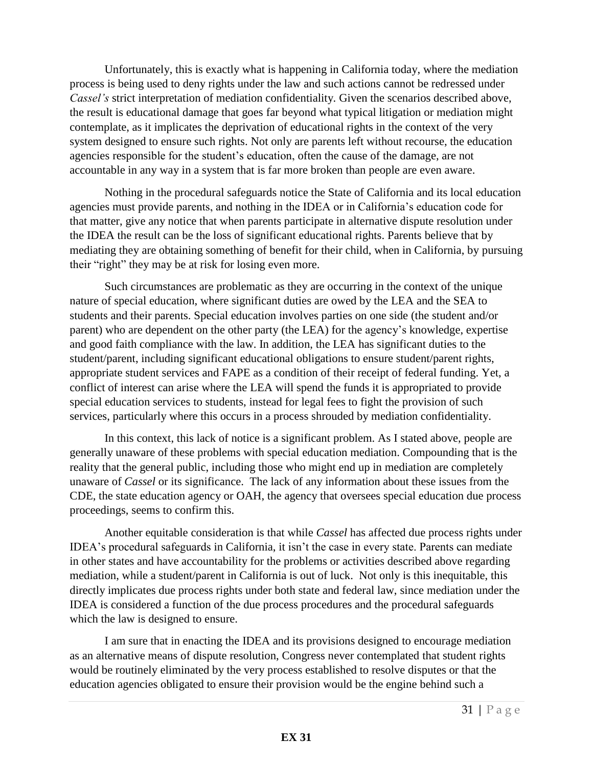Unfortunately, this is exactly what is happening in California today, where the mediation process is being used to deny rights under the law and such actions cannot be redressed under *Cassel's* strict interpretation of mediation confidentiality. Given the scenarios described above, the result is educational damage that goes far beyond what typical litigation or mediation might contemplate, as it implicates the deprivation of educational rights in the context of the very system designed to ensure such rights. Not only are parents left without recourse, the education agencies responsible for the student's education, often the cause of the damage, are not accountable in any way in a system that is far more broken than people are even aware.

Nothing in the procedural safeguards notice the State of California and its local education agencies must provide parents, and nothing in the IDEA or in California's education code for that matter, give any notice that when parents participate in alternative dispute resolution under the IDEA the result can be the loss of significant educational rights. Parents believe that by mediating they are obtaining something of benefit for their child, when in California, by pursuing their "right" they may be at risk for losing even more.

Such circumstances are problematic as they are occurring in the context of the unique nature of special education, where significant duties are owed by the LEA and the SEA to students and their parents. Special education involves parties on one side (the student and/or parent) who are dependent on the other party (the LEA) for the agency's knowledge, expertise and good faith compliance with the law. In addition, the LEA has significant duties to the student/parent, including significant educational obligations to ensure student/parent rights, appropriate student services and FAPE as a condition of their receipt of federal funding. Yet, a conflict of interest can arise where the LEA will spend the funds it is appropriated to provide special education services to students, instead for legal fees to fight the provision of such services, particularly where this occurs in a process shrouded by mediation confidentiality.

In this context, this lack of notice is a significant problem. As I stated above, people are generally unaware of these problems with special education mediation. Compounding that is the reality that the general public, including those who might end up in mediation are completely unaware of *Cassel* or its significance. The lack of any information about these issues from the CDE, the state education agency or OAH, the agency that oversees special education due process proceedings, seems to confirm this.

Another equitable consideration is that while *Cassel* has affected due process rights under IDEA's procedural safeguards in California, it isn't the case in every state. Parents can mediate in other states and have accountability for the problems or activities described above regarding mediation, while a student/parent in California is out of luck. Not only is this inequitable, this directly implicates due process rights under both state and federal law, since mediation under the IDEA is considered a function of the due process procedures and the procedural safeguards which the law is designed to ensure.

I am sure that in enacting the IDEA and its provisions designed to encourage mediation as an alternative means of dispute resolution, Congress never contemplated that student rights would be routinely eliminated by the very process established to resolve disputes or that the education agencies obligated to ensure their provision would be the engine behind such a

**EX 31**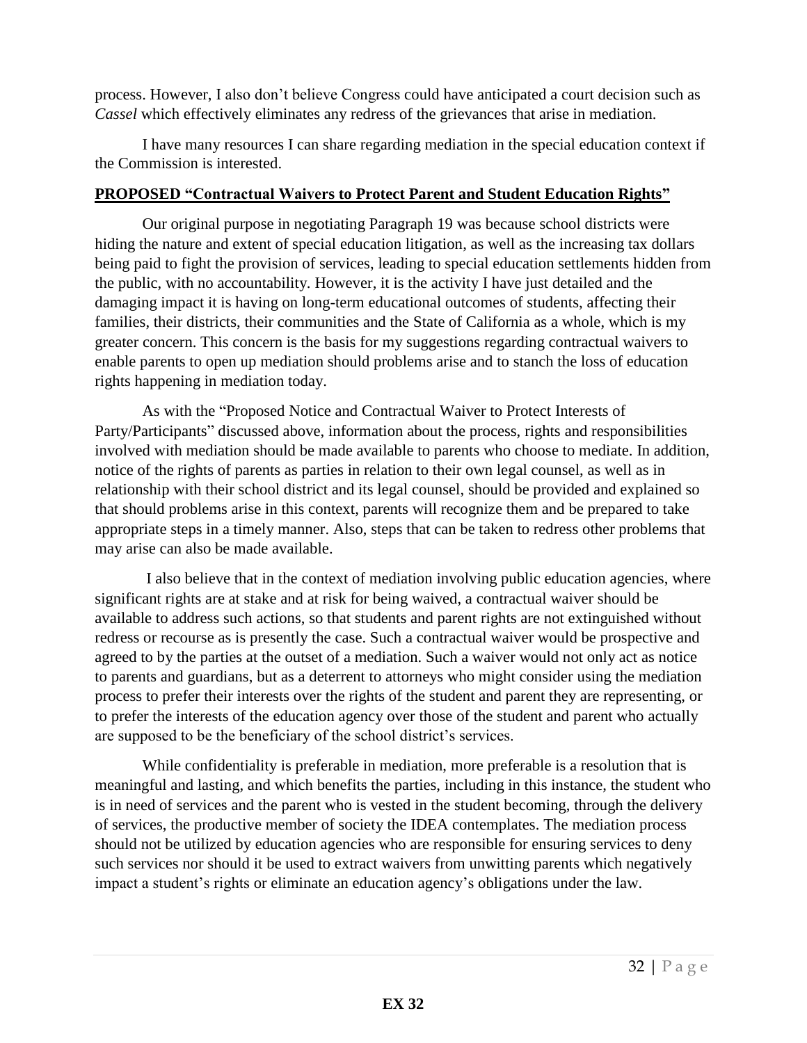process. However, I also don't believe Congress could have anticipated a court decision such as *Cassel* which effectively eliminates any redress of the grievances that arise in mediation.

I have many resources I can share regarding mediation in the special education context if the Commission is interested.

**PROPOSED "Contractual Waivers to Protect Parent and Student Education Rights"**

Our original purpose in negotiating Paragraph 19 was because school districts were hiding the nature and extent of special education litigation, as well as the increasing tax dollars being paid to fight the provision of services, leading to special education settlements hidden from the public, with no accountability. However, it is the activity I have just detailed and the damaging impact it is having on long-term educational outcomes of students, affecting their families, their districts, their communities and the State of California as a whole, which is my greater concern. This concern is the basis for my suggestions regarding contractual waivers to enable parents to open up mediation should problems arise and to stanch the loss of education rights happening in mediation today.

As with the "Proposed Notice and Contractual Waiver to Protect Interests of Party/Participants" discussed above, information about the process, rights and responsibilities involved with mediation should be made available to parents who choose to mediate. In addition, notice of the rights of parents as parties in relation to their own legal counsel, as well as in relationship with their school district and its legal counsel, should be provided and explained so that should problems arise in this context, parents will recognize them and be prepared to take appropriate steps in a timely manner. Also, steps that can be taken to redress other problems that may arise can also be made available.

I also believe that in the context of mediation involving public education agencies, where significant rights are at stake and at risk for being waived, a contractual waiver should be available to address such actions, so that students and parent rights are not extinguished without redress or recourse as is presently the case. Such a contractual waiver would be prospective and agreed to by the parties at the outset of a mediation. Such a waiver would not only act as notice to parents and guardians, but as a deterrent to attorneys who might consider using the mediation process to prefer their interests over the rights of the student and parent they are representing, or to prefer the interests of the education agency over those of the student and parent who actually are supposed to be the beneficiary of the school district's services.

While confidentiality is preferable in mediation, more preferable is a resolution that is meaningful and lasting, and which benefits the parties, including in this instance, the student who is in need of services and the parent who is vested in the student becoming, through the delivery of services, the productive member of society the IDEA contemplates. The mediation process should not be utilized by education agencies who are responsible for ensuring services to deny such services nor should it be used to extract waivers from unwitting parents which negatively impact a student's rights or eliminate an education agency's obligations under the law.

**EX 32**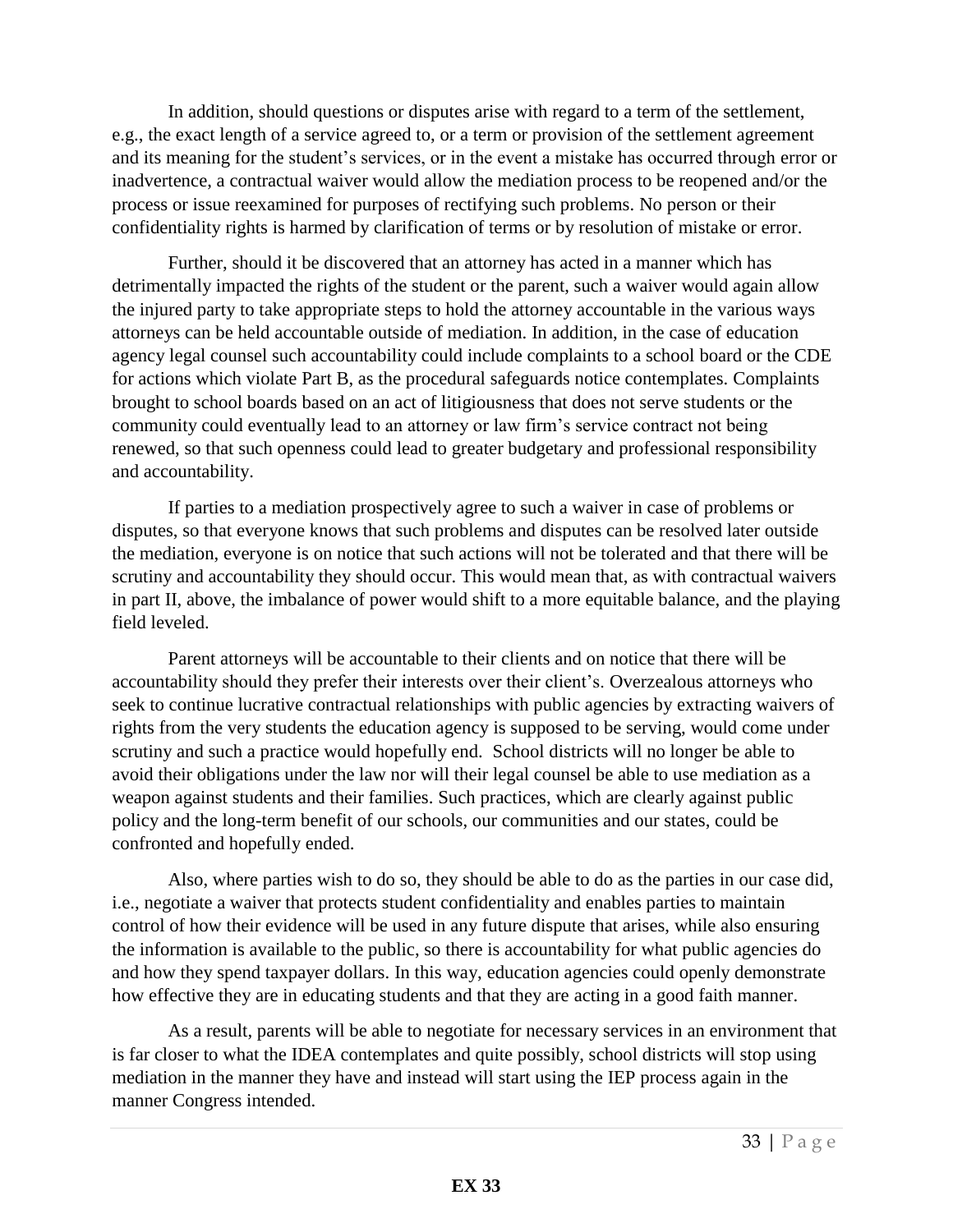In addition, should questions or disputes arise with regard to a term of the settlement, e.g., the exact length of a service agreed to, or a term or provision of the settlement agreement and its meaning for the student's services, or in the event a mistake has occurred through error or inadvertence, a contractual waiver would allow the mediation process to be reopened and/or the process or issue reexamined for purposes of rectifying such problems. No person or their confidentiality rights is harmed by clarification of terms or by resolution of mistake or error.

Further, should it be discovered that an attorney has acted in a manner which has detrimentally impacted the rights of the student or the parent, such a waiver would again allow the injured party to take appropriate steps to hold the attorney accountable in the various ways attorneys can be held accountable outside of mediation. In addition, in the case of education agency legal counsel such accountability could include complaints to a school board or the CDE for actions which violate Part B, as the procedural safeguards notice contemplates. Complaints brought to school boards based on an act of litigiousness that does not serve students or the community could eventually lead to an attorney or law firm's service contract not being renewed, so that such openness could lead to greater budgetary and professional responsibility and accountability.

If parties to a mediation prospectively agree to such a waiver in case of problems or disputes, so that everyone knows that such problems and disputes can be resolved later outside the mediation, everyone is on notice that such actions will not be tolerated and that there will be scrutiny and accountability they should occur. This would mean that, as with contractual waivers in part II, above, the imbalance of power would shift to a more equitable balance, and the playing field leveled.

Parent attorneys will be accountable to their clients and on notice that there will be accountability should they prefer their interests over their client's. Overzealous attorneys who seek to continue lucrative contractual relationships with public agencies by extracting waivers of rights from the very students the education agency is supposed to be serving, would come under scrutiny and such a practice would hopefully end. School districts will no longer be able to avoid their obligations under the law nor will their legal counsel be able to use mediation as a weapon against students and their families. Such practices, which are clearly against public policy and the long-term benefit of our schools, our communities and our states, could be confronted and hopefully ended.

Also, where parties wish to do so, they should be able to do as the parties in our case did, i.e., negotiate a waiver that protects student confidentiality and enables parties to maintain control of how their evidence will be used in any future dispute that arises, while also ensuring the information is available to the public, so there is accountability for what public agencies do and how they spend taxpayer dollars. In this way, education agencies could openly demonstrate how effective they are in educating students and that they are acting in a good faith manner.

As a result, parents will be able to negotiate for necessary services in an environment that is far closer to what the IDEA contemplates and quite possibly, school districts will stop using mediation in the manner they have and instead will start using the IEP process again in the manner Congress intended.

**EX 33**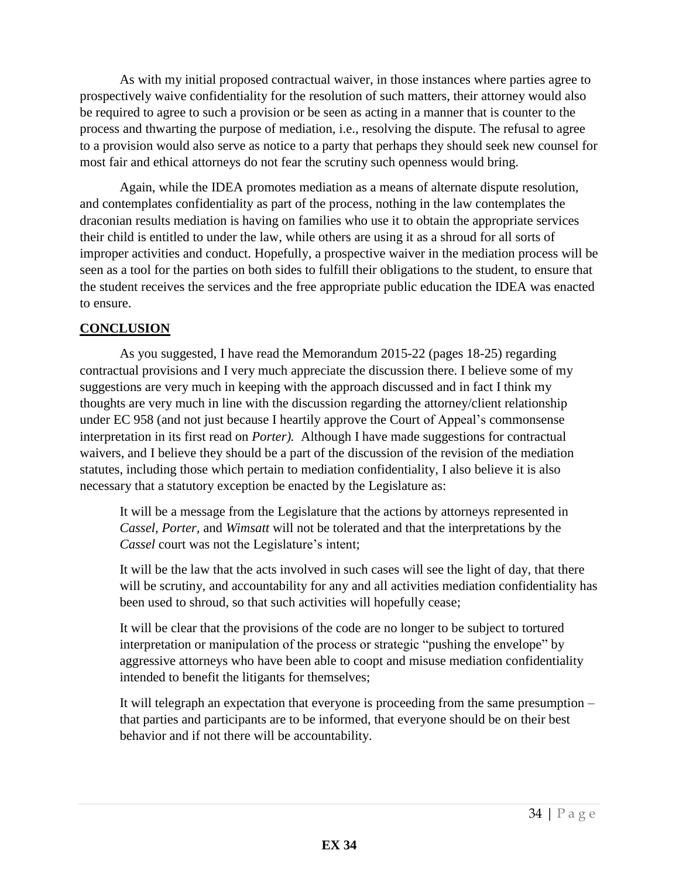As with my initial proposed contractual waiver, in those instances where parties agree to prospectively waive confidentiality for the resolution of such matters, their attorney would also be required to agree to such a provision or be seen as acting in a manner that is counter to the process and thwarting the purpose of mediation, i.e., resolving the dispute. The refusal to agree to a provision would also serve as notice to a party that perhaps they should seek new counsel for most fair and ethical attorneys do not fear the scrutiny such openness would bring.

Again, while the IDEA promotes mediation as a means of alternate dispute resolution, and contemplates confidentiality as part of the process, nothing in the law contemplates the draconian results mediation is having on families who use it to obtain the appropriate services their child is entitled to under the law, while others are using it as a shroud for all sorts of improper activities and conduct. Hopefully, a prospective waiver in the mediation process will be seen as a tool for the parties on both sides to fulfill their obligations to the student, to ensure that the student receives the services and the free appropriate public education the IDEA was enacted to ensure.

## **CONCLUSION**

As you suggested, I have read the Memorandum 2015-22 (pages 18-25) regarding contractual provisions and I very much appreciate the discussion there. I believe some of my suggestions are very much in keeping with the approach discussed and in fact I think my thoughts are very much in line with the discussion regarding the attorney/client relationship under EC 958 (and not just because I heartily approve the Court of Appeal's commonsense interpretation in its first read on *Porter).* Although I have made suggestions for contractual waivers, and I believe they should be a part of the discussion of the revision of the mediation statutes, including those which pertain to mediation confidentiality, I also believe it is also necessary that a statutory exception be enacted by the Legislature as:

> It will be a message from the Legislature that the actions by attorneys represented in *Cassel, Porter,* and *Wimsatt* will not be tolerated and that the interpretations by the *Cassel* court was not the Legislature's intent;
>
> It will be the law that the acts involved in such cases will see the light of day, that there will be scrutiny, and accountability for any and all activities mediation confidentiality has been used to shroud, so that such activities will hopefully cease;
>
> It will be clear that the provisions of the code are no longer to be subject to tortured interpretation or manipulation of the process or strategic "pushing the envelope" by aggressive attorneys who have been able to coopt and misuse mediation confidentiality intended to benefit the litigants for themselves;
>
> It will telegraph an expectation that everyone is proceeding from the same presumption – that parties and participants are to be informed, that everyone should be on their best behavior and if not there will be accountability.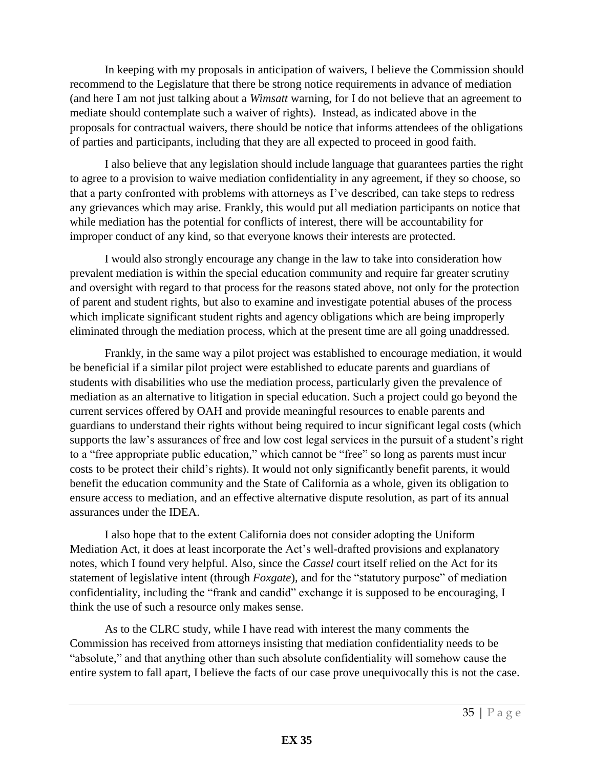In keeping with my proposals in anticipation of waivers, I believe the Commission should recommend to the Legislature that there be strong notice requirements in advance of mediation (and here I am not just talking about a *Wimsatt* warning, for I do not believe that an agreement to mediate should contemplate such a waiver of rights). Instead, as indicated above in the proposals for contractual waivers, there should be notice that informs attendees of the obligations of parties and participants, including that they are all expected to proceed in good faith.

I also believe that any legislation should include language that guarantees parties the right to agree to a provision to waive mediation confidentiality in any agreement, if they so choose, so that a party confronted with problems with attorneys as I've described, can take steps to redress any grievances which may arise. Frankly, this would put all mediation participants on notice that while mediation has the potential for conflicts of interest, there will be accountability for improper conduct of any kind, so that everyone knows their interests are protected.

I would also strongly encourage any change in the law to take into consideration how prevalent mediation is within the special education community and require far greater scrutiny and oversight with regard to that process for the reasons stated above, not only for the protection of parent and student rights, but also to examine and investigate potential abuses of the process which implicate significant student rights and agency obligations which are being improperly eliminated through the mediation process, which at the present time are all going unaddressed.

Frankly, in the same way a pilot project was established to encourage mediation, it would be beneficial if a similar pilot project were established to educate parents and guardians of students with disabilities who use the mediation process, particularly given the prevalence of mediation as an alternative to litigation in special education. Such a project could go beyond the current services offered by OAH and provide meaningful resources to enable parents and guardians to understand their rights without being required to incur significant legal costs (which supports the law's assurances of free and low cost legal services in the pursuit of a student's right to a "free appropriate public education," which cannot be "free" so long as parents must incur costs to be protect their child's rights). It would not only significantly benefit parents, it would benefit the education community and the State of California as a whole, given its obligation to ensure access to mediation, and an effective alternative dispute resolution, as part of its annual assurances under the IDEA.

I also hope that to the extent California does not consider adopting the Uniform Mediation Act, it does at least incorporate the Act's well-drafted provisions and explanatory notes, which I found very helpful. Also, since the *Cassel* court itself relied on the Act for its statement of legislative intent (through *Foxgate*), and for the "statutory purpose" of mediation confidentiality, including the "frank and candid" exchange it is supposed to be encouraging, I think the use of such a resource only makes sense.

As to the CLRC study, while I have read with interest the many comments the Commission has received from attorneys insisting that mediation confidentiality needs to be "absolute," and that anything other than such absolute confidentiality will somehow cause the entire system to fall apart, I believe the facts of our case prove unequivocally this is not the case.

**EX 35**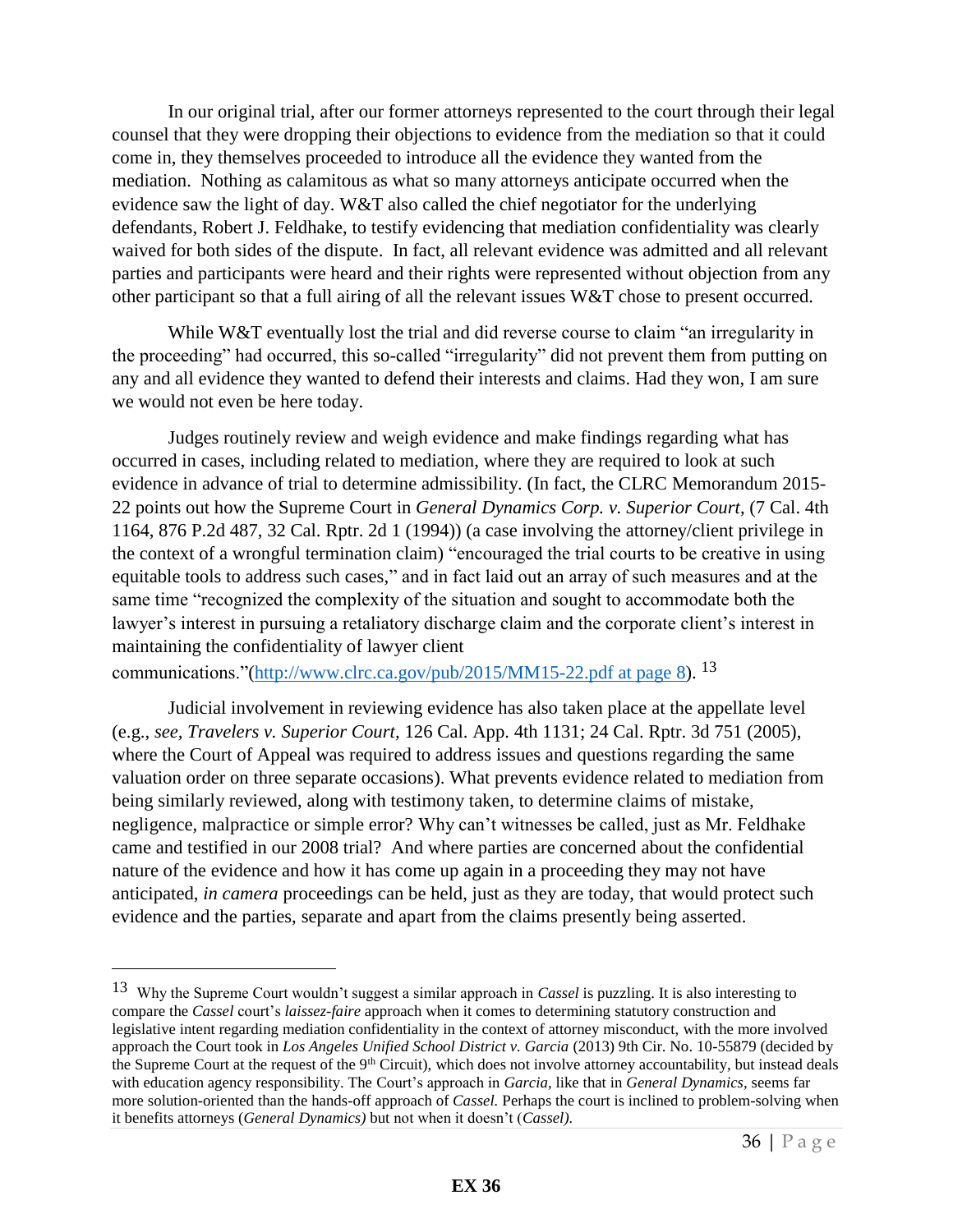In our original trial, after our former attorneys represented to the court through their legal counsel that they were dropping their objections to evidence from the mediation so that it could come in, they themselves proceeded to introduce all the evidence they wanted from the mediation. Nothing as calamitous as what so many attorneys anticipate occurred when the evidence saw the light of day. W&T also called the chief negotiator for the underlying defendants, Robert J. Feldhake, to testify evidencing that mediation confidentiality was clearly waived for both sides of the dispute. In fact, all relevant evidence was admitted and all relevant parties and participants were heard and their rights were represented without objection from any other participant so that a full airing of all the relevant issues W&T chose to present occurred.

While W&T eventually lost the trial and did reverse course to claim "an irregularity in the proceeding" had occurred, this so-called "irregularity" did not prevent them from putting on any and all evidence they wanted to defend their interests and claims. Had they won, I am sure we would not even be here today.

Judges routinely review and weigh evidence and make findings regarding what has occurred in cases, including related to mediation, where they are required to look at such evidence in advance of trial to determine admissibility. (In fact, the CLRC Memorandum 2015-22 points out how the Supreme Court in *General Dynamics Corp. v. Superior Court*, (7 Cal. 4th 1164, 876 P.2d 487, 32 Cal. Rptr. 2d 1 (1994)) (a case involving the attorney/client privilege in the context of a wrongful termination claim) "encouraged the trial courts to be creative in using equitable tools to address such cases," and in fact laid out an array of such measures and at the same time "recognized the complexity of the situation and sought to accommodate both the lawyer's interest in pursuing a retaliatory discharge claim and the corporate client's interest in maintaining the confidentiality of lawyer client communications."([http://www.clrc.ca.gov/pub/2015/MM15-22.pdf at page 8](http://www.clrc.ca.gov/pub/2015/MM15-22.pdf)). [13]

Judicial involvement in reviewing evidence has also taken place at the appellate level (e.g., *see, Travelers v. Superior Court,* 126 Cal. App. 4th 1131; 24 Cal. Rptr. 3d 751 (2005), where the Court of Appeal was required to address issues and questions regarding the same valuation order on three separate occasions). What prevents evidence related to mediation from being similarly reviewed, along with testimony taken, to determine claims of mistake, negligence, malpractice or simple error? Why can't witnesses be called, just as Mr. Feldhake came and testified in our 2008 trial? And where parties are concerned about the confidential nature of the evidence and how it has come up again in a proceeding they may not have anticipated, *in camera* proceedings can be held, just as they are today, that would protect such evidence and the parties, separate and apart from the claims presently being asserted.

---

[13] Why the Supreme Court wouldn't suggest a similar approach in *Cassel* is puzzling. It is also interesting to compare the *Cassel* court's *laissez-faire* approach when it comes to determining statutory construction and legislative intent regarding mediation confidentiality in the context of attorney misconduct, with the more involved approach the Court took in *Los Angeles Unified School District v. Garcia* (2013) 9th Cir. No. 10-55879 (decided by the Supreme Court at the request of the 9th Circuit), which does not involve attorney accountability, but instead deals with education agency responsibility. The Court's approach in *Garcia,* like that in *General Dynamics,* seems far more solution-oriented than the hands-off approach of *Cassel.* Perhaps the court is inclined to problem-solving when it benefits attorneys (*General Dynamics)* but not when it doesn't (*Cassel).*

**EX 36**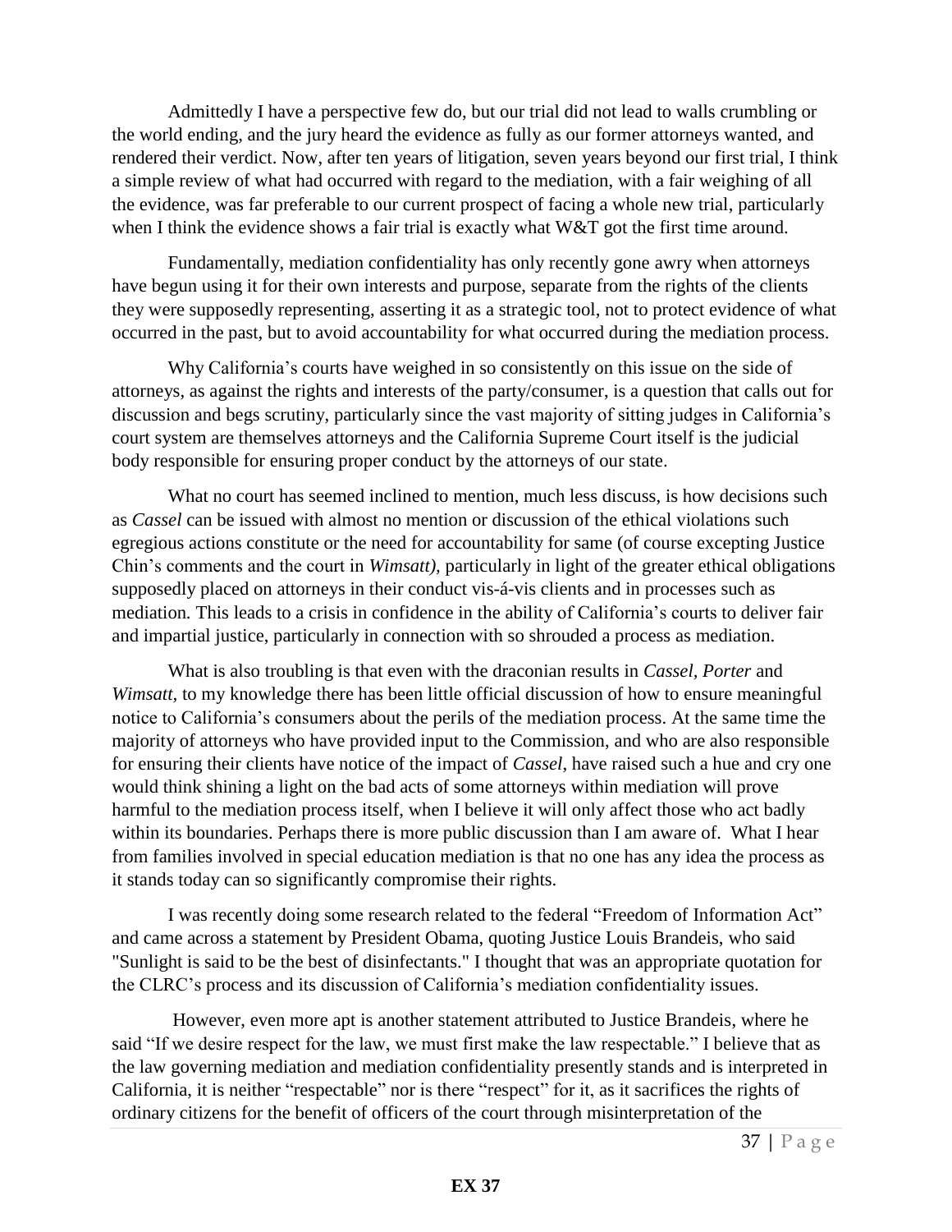Admittedly I have a perspective few do, but our trial did not lead to walls crumbling or the world ending, and the jury heard the evidence as fully as our former attorneys wanted, and rendered their verdict. Now, after ten years of litigation, seven years beyond our first trial, I think a simple review of what had occurred with regard to the mediation, with a fair weighing of all the evidence, was far preferable to our current prospect of facing a whole new trial, particularly when I think the evidence shows a fair trial is exactly what W&T got the first time around.

Fundamentally, mediation confidentiality has only recently gone awry when attorneys have begun using it for their own interests and purpose, separate from the rights of the clients they were supposedly representing, asserting it as a strategic tool, not to protect evidence of what occurred in the past, but to avoid accountability for what occurred during the mediation process.

Why California's courts have weighed in so consistently on this issue on the side of attorneys, as against the rights and interests of the party/consumer, is a question that calls out for discussion and begs scrutiny, particularly since the vast majority of sitting judges in California's court system are themselves attorneys and the California Supreme Court itself is the judicial body responsible for ensuring proper conduct by the attorneys of our state.

What no court has seemed inclined to mention, much less discuss, is how decisions such as *Cassel* can be issued with almost no mention or discussion of the ethical violations such egregious actions constitute or the need for accountability for same (of course excepting Justice Chin's comments and the court in *Wimsatt),* particularly in light of the greater ethical obligations supposedly placed on attorneys in their conduct vis-á-vis clients and in processes such as mediation. This leads to a crisis in confidence in the ability of California's courts to deliver fair and impartial justice, particularly in connection with so shrouded a process as mediation.

What is also troubling is that even with the draconian results in *Cassel, Porter* and *Wimsatt*, to my knowledge there has been little official discussion of how to ensure meaningful notice to California's consumers about the perils of the mediation process. At the same time the majority of attorneys who have provided input to the Commission, and who are also responsible for ensuring their clients have notice of the impact of *Cassel*, have raised such a hue and cry one would think shining a light on the bad acts of some attorneys within mediation will prove harmful to the mediation process itself, when I believe it will only affect those who act badly within its boundaries. Perhaps there is more public discussion than I am aware of. What I hear from families involved in special education mediation is that no one has any idea the process as it stands today can so significantly compromise their rights.

I was recently doing some research related to the federal "Freedom of Information Act" and came across a statement by President Obama, quoting Justice Louis Brandeis, who said "Sunlight is said to be the best of disinfectants." I thought that was an appropriate quotation for the CLRC's process and its discussion of California's mediation confidentiality issues.

However, even more apt is another statement attributed to Justice Brandeis, where he said "If we desire respect for the law, we must first make the law respectable." I believe that as the law governing mediation and mediation confidentiality presently stands and is interpreted in California, it is neither "respectable" nor is there "respect" for it, as it sacrifices the rights of ordinary citizens for the benefit of officers of the court through misinterpretation of the

**EX 37**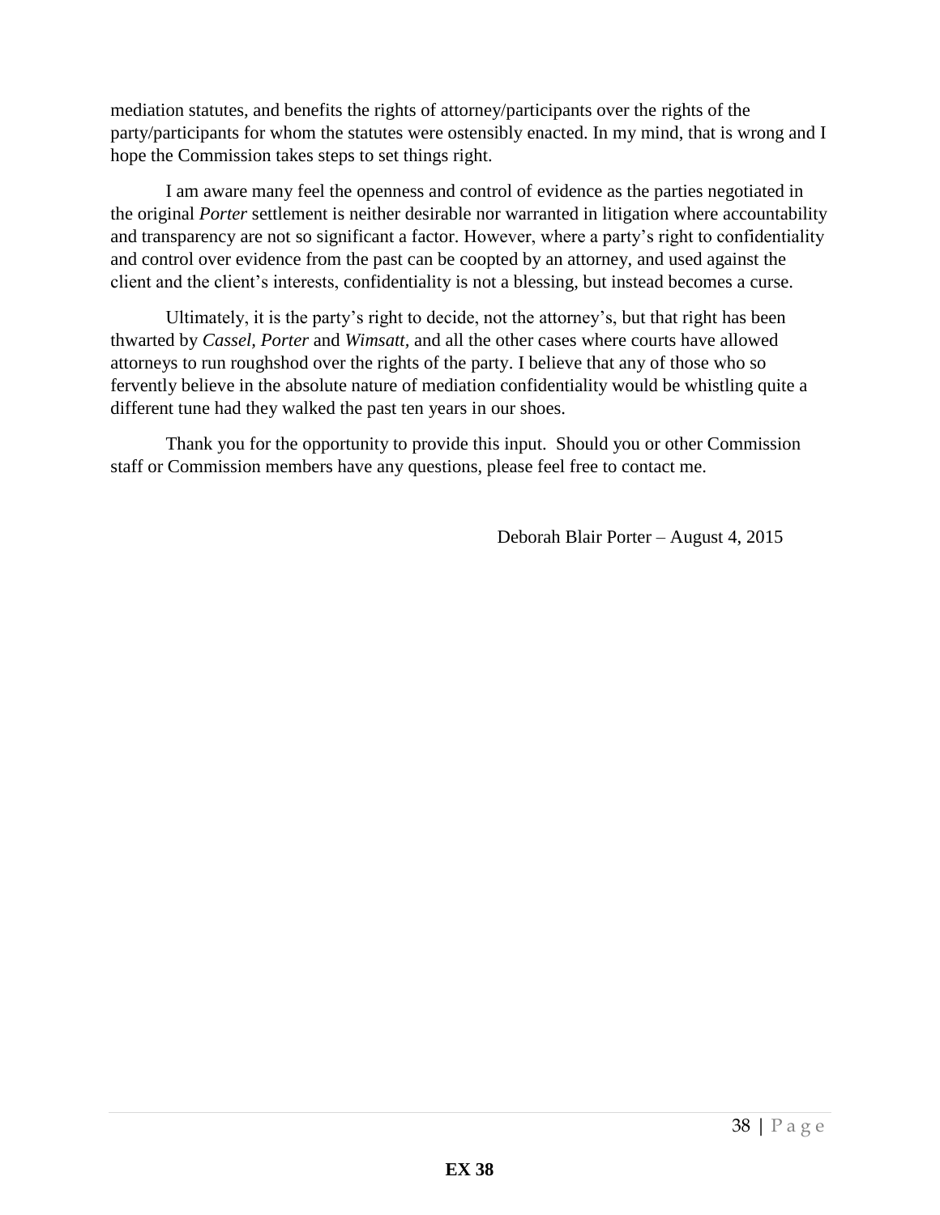mediation statutes, and benefits the rights of attorney/participants over the rights of the party/participants for whom the statutes were ostensibly enacted. In my mind, that is wrong and I hope the Commission takes steps to set things right.

I am aware many feel the openness and control of evidence as the parties negotiated in the original *Porter* settlement is neither desirable nor warranted in litigation where accountability and transparency are not so significant a factor. However, where a party's right to confidentiality and control over evidence from the past can be coopted by an attorney, and used against the client and the client's interests, confidentiality is not a blessing, but instead becomes a curse.

Ultimately, it is the party's right to decide, not the attorney's, but that right has been thwarted by *Cassel, Porter* and *Wimsatt,* and all the other cases where courts have allowed attorneys to run roughshod over the rights of the party. I believe that any of those who so fervently believe in the absolute nature of mediation confidentiality would be whistling quite a different tune had they walked the past ten years in our shoes.

Thank you for the opportunity to provide this input. Should you or other Commission staff or Commission members have any questions, please feel free to contact me.

Deborah Blair Porter – August 4, 2015

**EX 38**